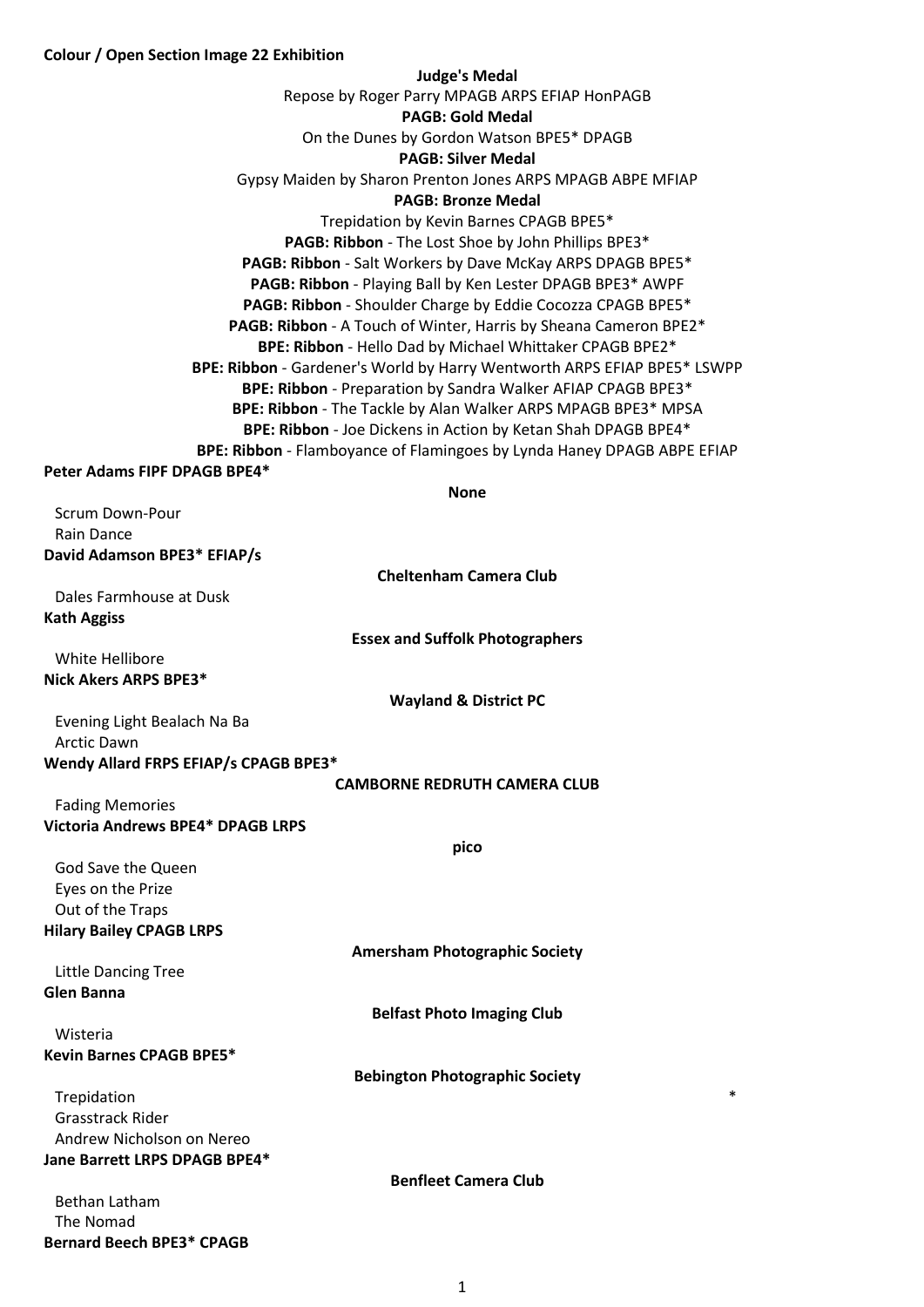**Colour / Open Section Image 22 Exhibition**

**Judge's Medal**

Repose by Roger Parry MPAGB ARPS EFIAP HonPAGB

**PAGB: Gold Medal**

On the Dunes by Gordon Watson BPE5* DPAGB

**PAGB: Silver Medal**

Gypsy Maiden by Sharon Prenton Jones ARPS MPAGB ABPE MFIAP

**PAGB: Bronze Medal**

Trepidation by Kevin Barnes CPAGB BPE5*

**PAGB: Ribbon** - The Lost Shoe by John Phillips BPE3*

**PAGB: Ribbon** - Salt Workers by Dave McKay ARPS DPAGB BPE5*

**PAGB: Ribbon** - Playing Ball by Ken Lester DPAGB BPE3* AWPF

**PAGB: Ribbon** - Shoulder Charge by Eddie Cocozza CPAGB BPE5*

**PAGB: Ribbon** - A Touch of Winter, Harris by Sheana Cameron BPE2*

**BPE: Ribbon** - Hello Dad by Michael Whittaker CPAGB BPE2*

**BPE: Ribbon** - Gardener's World by Harry Wentworth ARPS EFIAP BPE5* LSWPP

**BPE: Ribbon** - Preparation by Sandra Walker AFIAP CPAGB BPE3*

**BPE: Ribbon** - The Tackle by Alan Walker ARPS MPAGB BPE3* MPSA

**BPE: Ribbon** - Joe Dickens in Action by Ketan Shah DPAGB BPE4*

**BPE: Ribbon** - Flamboyance of Flamingoes by Lynda Haney DPAGB ABPE EFIAP

**Peter Adams FIPF DPAGB BPE4***

**None**

Scrum Down-Pour
Rain Dance

**David Adamson BPE3* EFIAP/s**

**Cheltenham Camera Club**

Dales Farmhouse at Dusk

**Kath Aggiss**

**Essex and Suffolk Photographers**

White Hellibore

**Nick Akers ARPS BPE3***

**Wayland & District PC**

Evening Light Bealach Na Ba
Arctic Dawn

**Wendy Allard FRPS EFIAP/s CPAGB BPE3***

**CAMBORNE REDRUTH CAMERA CLUB**

Fading Memories

**Victoria Andrews BPE4* DPAGB LRPS**

**pico**

God Save the Queen
Eyes on the Prize
Out of the Traps

**Hilary Bailey CPAGB LRPS**

**Amersham Photographic Society**

Little Dancing Tree

**Glen Banna**

**Belfast Photo Imaging Club**

Wisteria

**Kevin Barnes CPAGB BPE5***

**Bebington Photographic Society**

Trepidation *
Grasstrack Rider
Andrew Nicholson on Nereo

**Jane Barrett LRPS DPAGB BPE4***

**Benfleet Camera Club**

Bethan Latham
The Nomad

**Bernard Beech BPE3* CPAGB**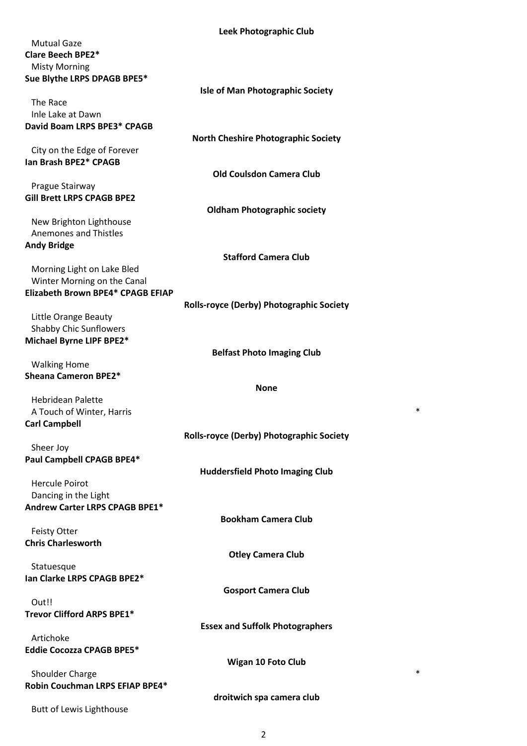Leek Photographic Club

Mutual Gaze
**Clare Beech BPE2***
Misty Morning
**Sue Blythe LRPS DPAGB BPE5***

Isle of Man Photographic Society

The Race
Inle Lake at Dawn
**David Boam LRPS BPE3* CPAGB**

North Cheshire Photographic Society

City on the Edge of Forever
**Ian Brash BPE2* CPAGB**

Old Coulsdon Camera Club

Prague Stairway
**Gill Brett LRPS CPAGB BPE2**

Oldham Photographic society

New Brighton Lighthouse
Anemones and Thistles
**Andy Bridge**

Stafford Camera Club

Morning Light on Lake Bled
Winter Morning on the Canal
**Elizabeth Brown BPE4* CPAGB EFIAP**

Rolls-royce (Derby) Photographic Society

Little Orange Beauty
Shabby Chic Sunflowers
**Michael Byrne LIPF BPE2***

Belfast Photo Imaging Club

Walking Home
**Sheana Cameron BPE2***

None

Hebridean Palette
A Touch of Winter, Harris *
**Carl Campbell**

Rolls-royce (Derby) Photographic Society

Sheer Joy
**Paul Campbell CPAGB BPE4***

Huddersfield Photo Imaging Club

Hercule Poirot
Dancing in the Light
**Andrew Carter LRPS CPAGB BPE1***

Bookham Camera Club

Feisty Otter
**Chris Charlesworth**

Otley Camera Club

Statuesque
**Ian Clarke LRPS CPAGB BPE2***

Gosport Camera Club

Out!!
**Trevor Clifford ARPS BPE1***

Essex and Suffolk Photographers

Artichoke
**Eddie Cocozza CPAGB BPE5***

Wigan 10 Foto Club

Shoulder Charge *
**Robin Couchman LRPS EFIAP BPE4***

droitwich spa camera club

Butt of Lewis Lighthouse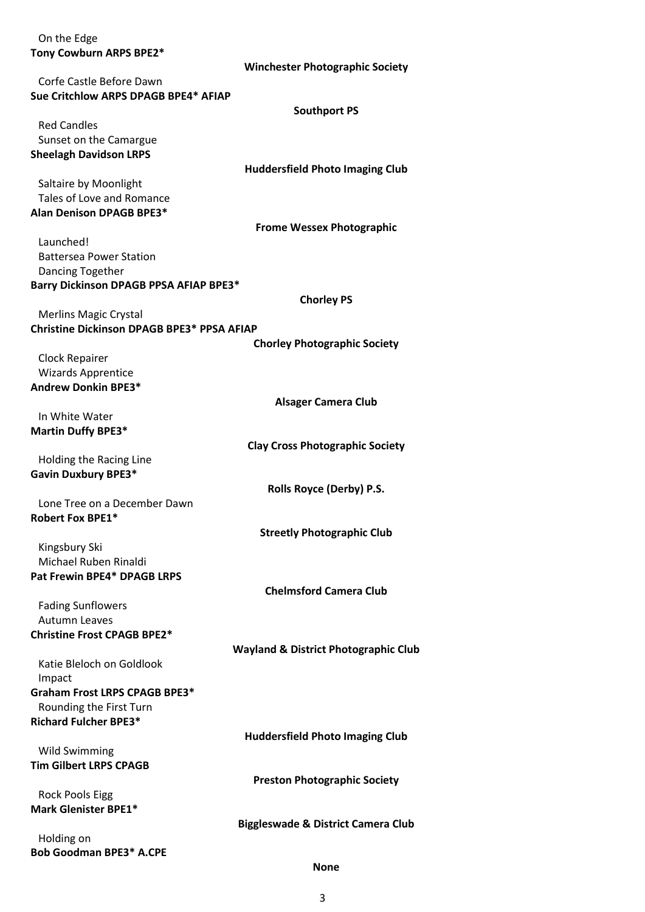On the Edge

**Tony Cowburn ARPS BPE2***

**Winchester Photographic Society**

Corfe Castle Before Dawn

**Sue Critchlow ARPS DPAGB BPE4* AFIAP**

**Southport PS**

Red Candles

Sunset on the Camargue

**Sheelagh Davidson LRPS**

**Huddersfield Photo Imaging Club**

Saltaire by Moonlight

Tales of Love and Romance

**Alan Denison DPAGB BPE3***

**Frome Wessex Photographic**

Launched!

Battersea Power Station

Dancing Together

**Barry Dickinson DPAGB PPSA AFIAP BPE3***

**Chorley PS**

Merlins Magic Crystal

**Christine Dickinson DPAGB BPE3* PPSA AFIAP**

**Chorley Photographic Society**

Clock Repairer

Wizards Apprentice

**Andrew Donkin BPE3***

**Alsager Camera Club**

In White Water

**Martin Duffy BPE3***

**Clay Cross Photographic Society**

Holding the Racing Line

**Gavin Duxbury BPE3***

**Rolls Royce (Derby) P.S.**

Lone Tree on a December Dawn

**Robert Fox BPE1***

**Streetly Photographic Club**

Kingsbury Ski

Michael Ruben Rinaldi

**Pat Frewin BPE4* DPAGB LRPS**

**Chelmsford Camera Club**

Fading Sunflowers

Autumn Leaves

**Christine Frost CPAGB BPE2***

**Wayland & District Photographic Club**

Katie Bleloch on Goldlook

Impact

**Graham Frost LRPS CPAGB BPE3***

Rounding the First Turn

**Richard Fulcher BPE3***

**Huddersfield Photo Imaging Club**

Wild Swimming

**Tim Gilbert LRPS CPAGB**

**Preston Photographic Society**

Rock Pools Eigg

**Mark Glenister BPE1***

**Biggleswade & District Camera Club**

Holding on

**Bob Goodman BPE3* A.CPE**

**None**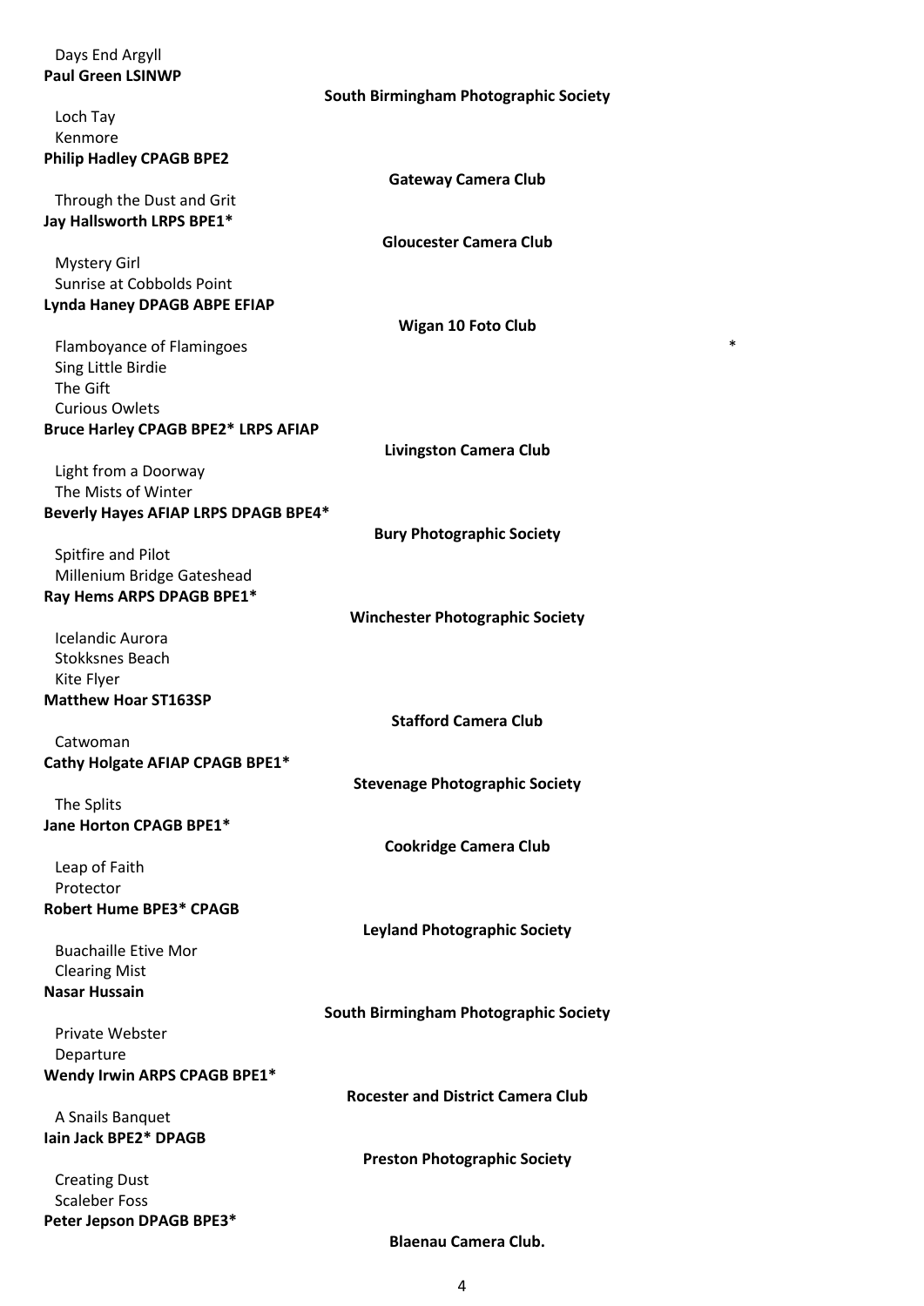Days End Argyll

**Paul Green LSINWP**

**South Birmingham Photographic Society**

Loch Tay
Kenmore

**Philip Hadley CPAGB BPE2**

**Gateway Camera Club**

Through the Dust and Grit

**Jay Hallsworth LRPS BPE1***

**Gloucester Camera Club**

Mystery Girl
Sunrise at Cobbolds Point

**Lynda Haney DPAGB ABPE EFIAP**

**Wigan 10 Foto Club**

Flamboyance of Flamingoes *
Sing Little Birdie
The Gift
Curious Owlets

**Bruce Harley CPAGB BPE2* LRPS AFIAP**

**Livingston Camera Club**

Light from a Doorway
The Mists of Winter

**Beverly Hayes AFIAP LRPS DPAGB BPE4***

**Bury Photographic Society**

Spitfire and Pilot
Millenium Bridge Gateshead

**Ray Hems ARPS DPAGB BPE1***

**Winchester Photographic Society**

Icelandic Aurora
Stokksnes Beach
Kite Flyer

**Matthew Hoar ST163SP**

**Stafford Camera Club**

Catwoman

**Cathy Holgate AFIAP CPAGB BPE1***

**Stevenage Photographic Society**

The Splits

**Jane Horton CPAGB BPE1***

**Cookridge Camera Club**

Leap of Faith
Protector

**Robert Hume BPE3* CPAGB**

**Leyland Photographic Society**

Buachaille Etive Mor
Clearing Mist

**Nasar Hussain**

**South Birmingham Photographic Society**

Private Webster
Departure

**Wendy Irwin ARPS CPAGB BPE1***

**Rocester and District Camera Club**

A Snails Banquet

**Iain Jack BPE2* DPAGB**

**Preston Photographic Society**

Creating Dust
Scaleber Foss

**Peter Jepson DPAGB BPE3***

**Blaenau Camera Club.**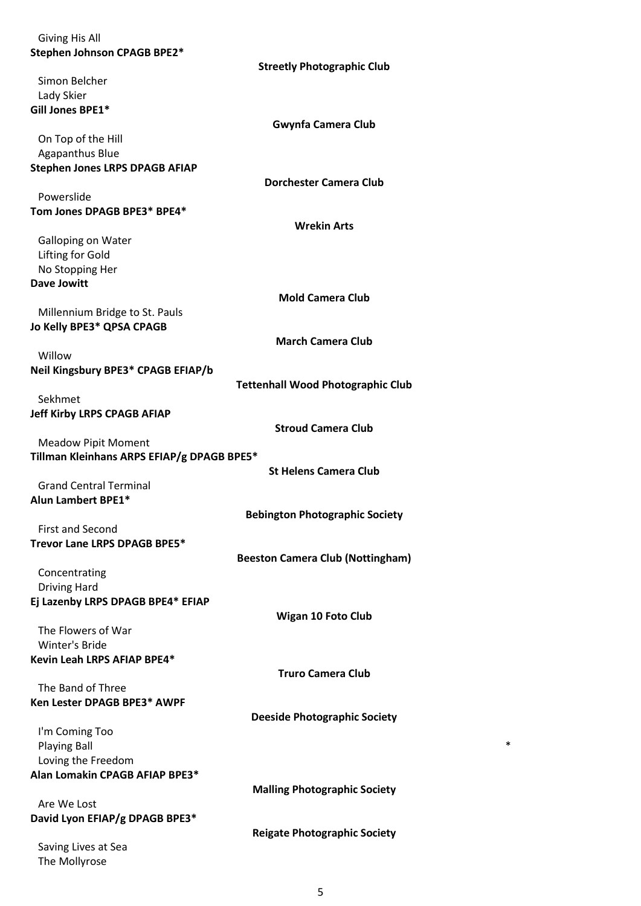Giving His All

**Stephen Johnson CPAGB BPE2***

**Streetly Photographic Club**

Simon Belcher

Lady Skier

**Gill Jones BPE1***

**Gwynfa Camera Club**

On Top of the Hill

Agapanthus Blue

**Stephen Jones LRPS DPAGB AFIAP**

**Dorchester Camera Club**

Powerslide

**Tom Jones DPAGB BPE3* BPE4***

**Wrekin Arts**

Galloping on Water

Lifting for Gold

No Stopping Her

**Dave Jowitt**

**Mold Camera Club**

Millennium Bridge to St. Pauls

**Jo Kelly BPE3* QPSA CPAGB**

**March Camera Club**

Willow

**Neil Kingsbury BPE3* CPAGB EFIAP/b**

**Tettenhall Wood Photographic Club**

Sekhmet

**Jeff Kirby LRPS CPAGB AFIAP**

**Stroud Camera Club**

Meadow Pipit Moment

**Tillman Kleinhans ARPS EFIAP/g DPAGB BPE5***

**St Helens Camera Club**

Grand Central Terminal

**Alun Lambert BPE1***

**Bebington Photographic Society**

First and Second

**Trevor Lane LRPS DPAGB BPE5***

**Beeston Camera Club (Nottingham)**

Concentrating

Driving Hard

**Ej Lazenby LRPS DPAGB BPE4* EFIAP**

**Wigan 10 Foto Club**

The Flowers of War

Winter's Bride

**Kevin Leah LRPS AFIAP BPE4***

**Truro Camera Club**

The Band of Three

**Ken Lester DPAGB BPE3* AWPF**

**Deeside Photographic Society**

I'm Coming Too

Playing Ball *

Loving the Freedom

**Alan Lomakin CPAGB AFIAP BPE3***

**Malling Photographic Society**

Are We Lost

**David Lyon EFIAP/g DPAGB BPE3***

**Reigate Photographic Society**

Saving Lives at Sea

The Mollyrose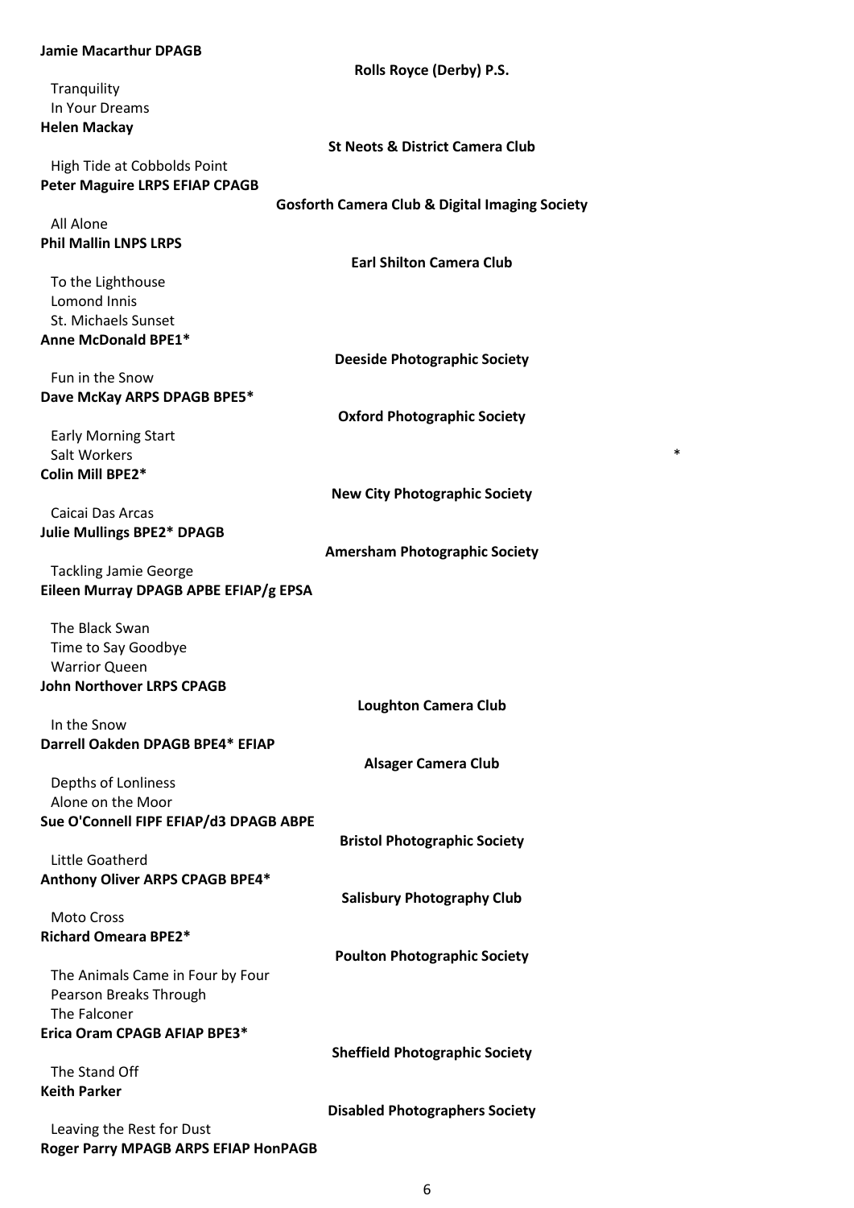**Jamie Macarthur DPAGB**

**Rolls Royce (Derby) P.S.**

Tranquility
In Your Dreams

**Helen Mackay**

**St Neots & District Camera Club**

High Tide at Cobbolds Point

**Peter Maguire LRPS EFIAP CPAGB**

**Gosforth Camera Club & Digital Imaging Society**

All Alone

**Phil Mallin LNPS LRPS**

**Earl Shilton Camera Club**

To the Lighthouse
Lomond Innis
St. Michaels Sunset

**Anne McDonald BPE1***

**Deeside Photographic Society**

Fun in the Snow

**Dave McKay ARPS DPAGB BPE5***

**Oxford Photographic Society**

Early Morning Start
Salt Workers *

**Colin Mill BPE2***

**New City Photographic Society**

Caicai Das Arcas

**Julie Mullings BPE2* DPAGB**

**Amersham Photographic Society**

Tackling Jamie George

**Eileen Murray DPAGB APBE EFIAP/g EPSA**

The Black Swan
Time to Say Goodbye
Warrior Queen

**John Northover LRPS CPAGB**

**Loughton Camera Club**

In the Snow

**Darrell Oakden DPAGB BPE4* EFIAP**

**Alsager Camera Club**

Depths of Lonliness
Alone on the Moor

**Sue O'Connell FIPF EFIAP/d3 DPAGB ABPE**

**Bristol Photographic Society**

Little Goatherd

**Anthony Oliver ARPS CPAGB BPE4***

**Salisbury Photography Club**

Moto Cross

**Richard Omeara BPE2***

**Poulton Photographic Society**

The Animals Came in Four by Four
Pearson Breaks Through
The Falconer

**Erica Oram CPAGB AFIAP BPE3***

**Sheffield Photographic Society**

The Stand Off

**Keith Parker**

**Disabled Photographers Society**

Leaving the Rest for Dust

**Roger Parry MPAGB ARPS EFIAP HonPAGB**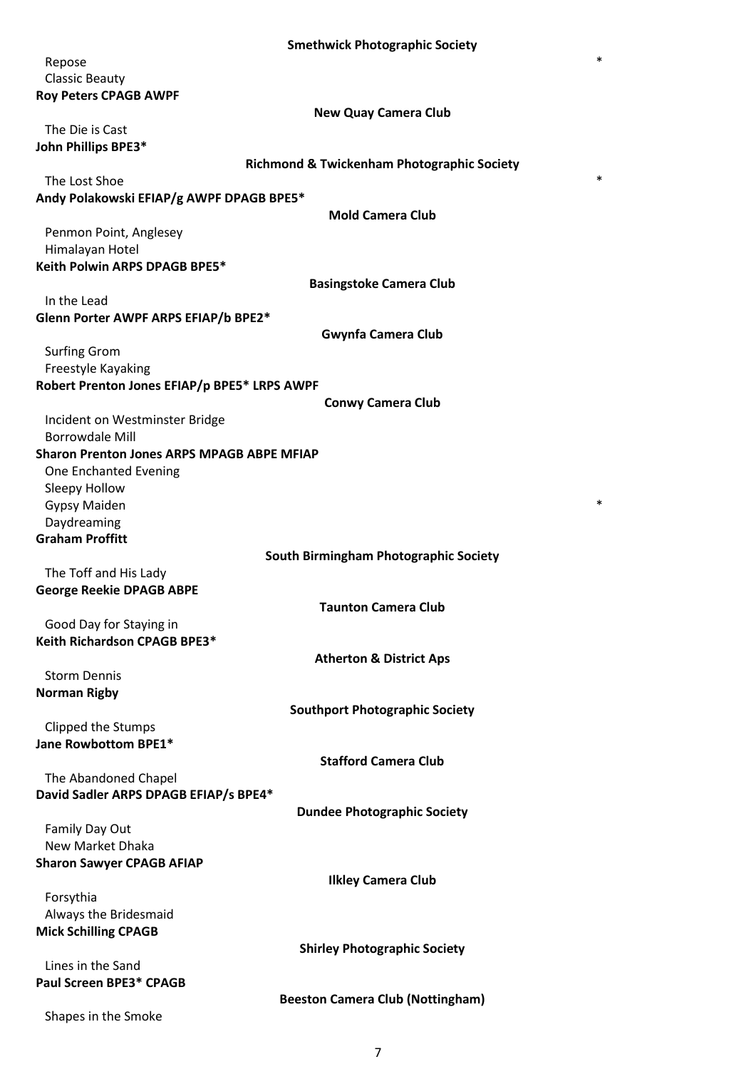**Smethwick Photographic Society**

Repose *
Classic Beauty

**Roy Peters CPAGB AWPF**

**New Quay Camera Club**

The Die is Cast

**John Phillips BPE3***

**Richmond & Twickenham Photographic Society**

The Lost Shoe *

**Andy Polakowski EFIAP/g AWPF DPAGB BPE5***

**Mold Camera Club**

Penmon Point, Anglesey
Himalayan Hotel

**Keith Polwin ARPS DPAGB BPE5***

**Basingstoke Camera Club**

In the Lead

**Glenn Porter AWPF ARPS EFIAP/b BPE2***

**Gwynfa Camera Club**

Surfing Grom
Freestyle Kayaking

**Robert Prenton Jones EFIAP/p BPE5* LRPS AWPF**

**Conwy Camera Club**

Incident on Westminster Bridge
Borrowdale Mill

**Sharon Prenton Jones ARPS MPAGB ABPE MFIAP**

One Enchanted Evening
Sleepy Hollow
Gypsy Maiden *
Daydreaming

**Graham Proffitt**

**South Birmingham Photographic Society**

The Toff and His Lady

**George Reekie DPAGB ABPE**

**Taunton Camera Club**

Good Day for Staying in

**Keith Richardson CPAGB BPE3***

**Atherton & District Aps**

Storm Dennis

**Norman Rigby**

**Southport Photographic Society**

Clipped the Stumps

**Jane Rowbottom BPE1***

**Stafford Camera Club**

The Abandoned Chapel

**David Sadler ARPS DPAGB EFIAP/s BPE4***

**Dundee Photographic Society**

Family Day Out
New Market Dhaka

**Sharon Sawyer CPAGB AFIAP**

**Ilkley Camera Club**

Forsythia
Always the Bridesmaid

**Mick Schilling CPAGB**

**Shirley Photographic Society**

Lines in the Sand

**Paul Screen BPE3* CPAGB**

**Beeston Camera Club (Nottingham)**

Shapes in the Smoke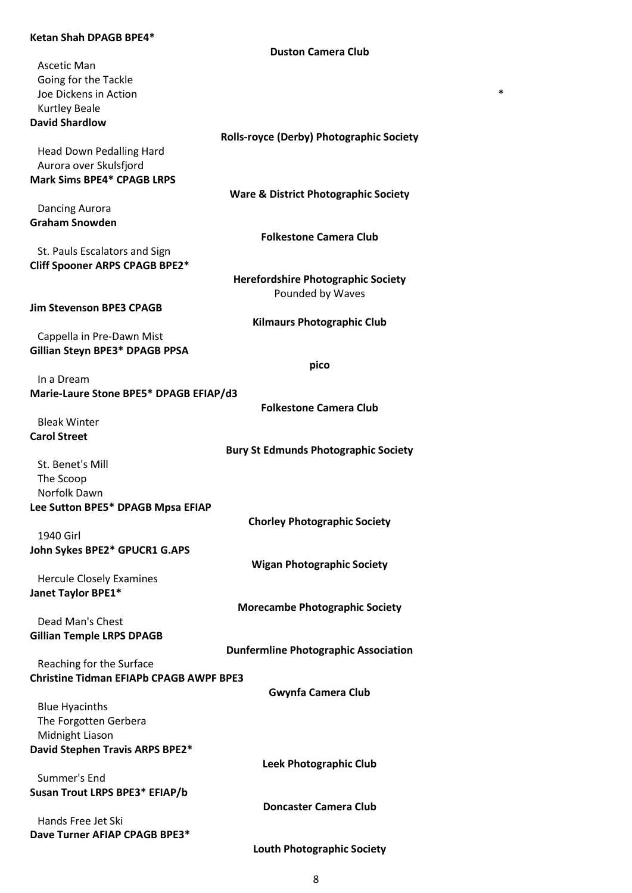**Ketan Shah DPAGB BPE4***

**Duston Camera Club**

Ascetic Man
Going for the Tackle
Joe Dickens in Action *
Kurtley Beale

**David Shardlow**

**Rolls-royce (Derby) Photographic Society**

Head Down Pedalling Hard
Aurora over Skulsfjord

**Mark Sims BPE4* CPAGB LRPS**

**Ware & District Photographic Society**

Dancing Aurora

**Graham Snowden**

**Folkestone Camera Club**

St. Pauls Escalators and Sign

**Cliff Spooner ARPS CPAGB BPE2***

**Herefordshire Photographic Society**

Pounded by Waves

**Jim Stevenson BPE3 CPAGB**

**Kilmaurs Photographic Club**

Cappella in Pre-Dawn Mist

**Gillian Steyn BPE3* DPAGB PPSA**

**pico**

In a Dream

**Marie-Laure Stone BPE5* DPAGB EFIAP/d3**

**Folkestone Camera Club**

Bleak Winter

**Carol Street**

**Bury St Edmunds Photographic Society**

St. Benet's Mill
The Scoop
Norfolk Dawn

**Lee Sutton BPE5* DPAGB Mpsa EFIAP**

**Chorley Photographic Society**

1940 Girl

**John Sykes BPE2* GPUCR1 G.APS**

**Wigan Photographic Society**

Hercule Closely Examines

**Janet Taylor BPE1***

**Morecambe Photographic Society**

Dead Man's Chest

**Gillian Temple LRPS DPAGB**

**Dunfermline Photographic Association**

Reaching for the Surface

**Christine Tidman EFIAPb CPAGB AWPF BPE3**

**Gwynfa Camera Club**

Blue Hyacinths
The Forgotten Gerbera
Midnight Liason

**David Stephen Travis ARPS BPE2***

**Leek Photographic Club**

Summer's End

**Susan Trout LRPS BPE3* EFIAP/b**

**Doncaster Camera Club**

Hands Free Jet Ski

**Dave Turner AFIAP CPAGB BPE3***

**Louth Photographic Society**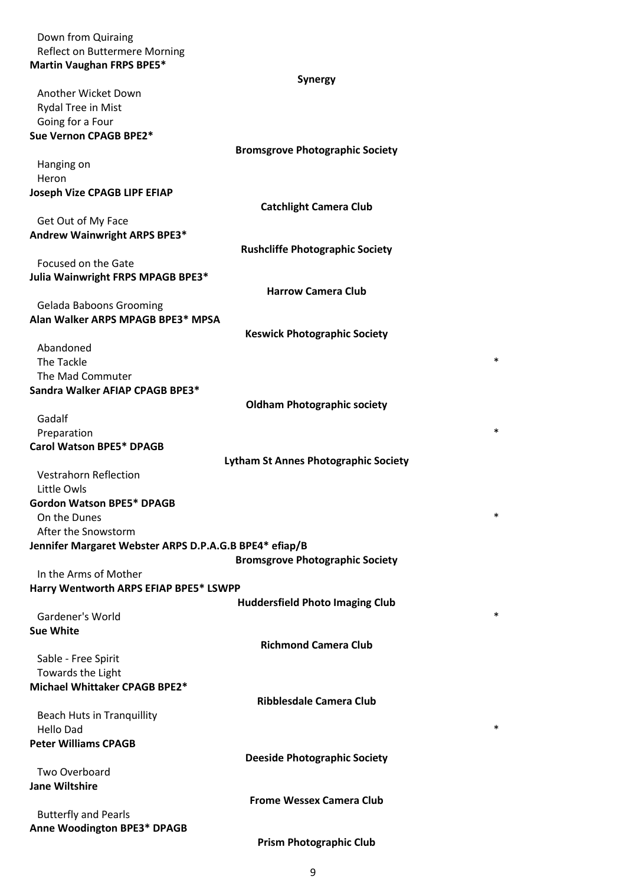Down from Quiraing
Reflect on Buttermere Morning

**Martin Vaughan FRPS BPE5***

**Synergy**

Another Wicket Down
Rydal Tree in Mist
Going for a Four

**Sue Vernon CPAGB BPE2***

**Bromsgrove Photographic Society**

Hanging on
Heron

**Joseph Vize CPAGB LIPF EFIAP**

**Catchlight Camera Club**

Get Out of My Face

**Andrew Wainwright ARPS BPE3***

**Rushcliffe Photographic Society**

Focused on the Gate

**Julia Wainwright FRPS MPAGB BPE3***

**Harrow Camera Club**

Gelada Baboons Grooming

**Alan Walker ARPS MPAGB BPE3* MPSA**

**Keswick Photographic Society**

Abandoned
The Tackle *
The Mad Commuter

**Sandra Walker AFIAP CPAGB BPE3***

**Oldham Photographic society**

Gadalf
Preparation *

**Carol Watson BPE5* DPAGB**

**Lytham St Annes Photographic Society**

Vestrahorn Reflection
Little Owls

**Gordon Watson BPE5* DPAGB**

On the Dunes *
After the Snowstorm

**Jennifer Margaret Webster ARPS D.P.A.G.B BPE4* efiap/B**

**Bromsgrove Photographic Society**

In the Arms of Mother

**Harry Wentworth ARPS EFIAP BPE5* LSWPP**

**Huddersfield Photo Imaging Club**

Gardener's World *

**Sue White**

**Richmond Camera Club**

Sable - Free Spirit
Towards the Light

**Michael Whittaker CPAGB BPE2***

**Ribblesdale Camera Club**

Beach Huts in Tranquillity
Hello Dad *

**Peter Williams CPAGB**

**Deeside Photographic Society**

Two Overboard

**Jane Wiltshire**

**Frome Wessex Camera Club**

Butterfly and Pearls

**Anne Woodington BPE3* DPAGB**

**Prism Photographic Club**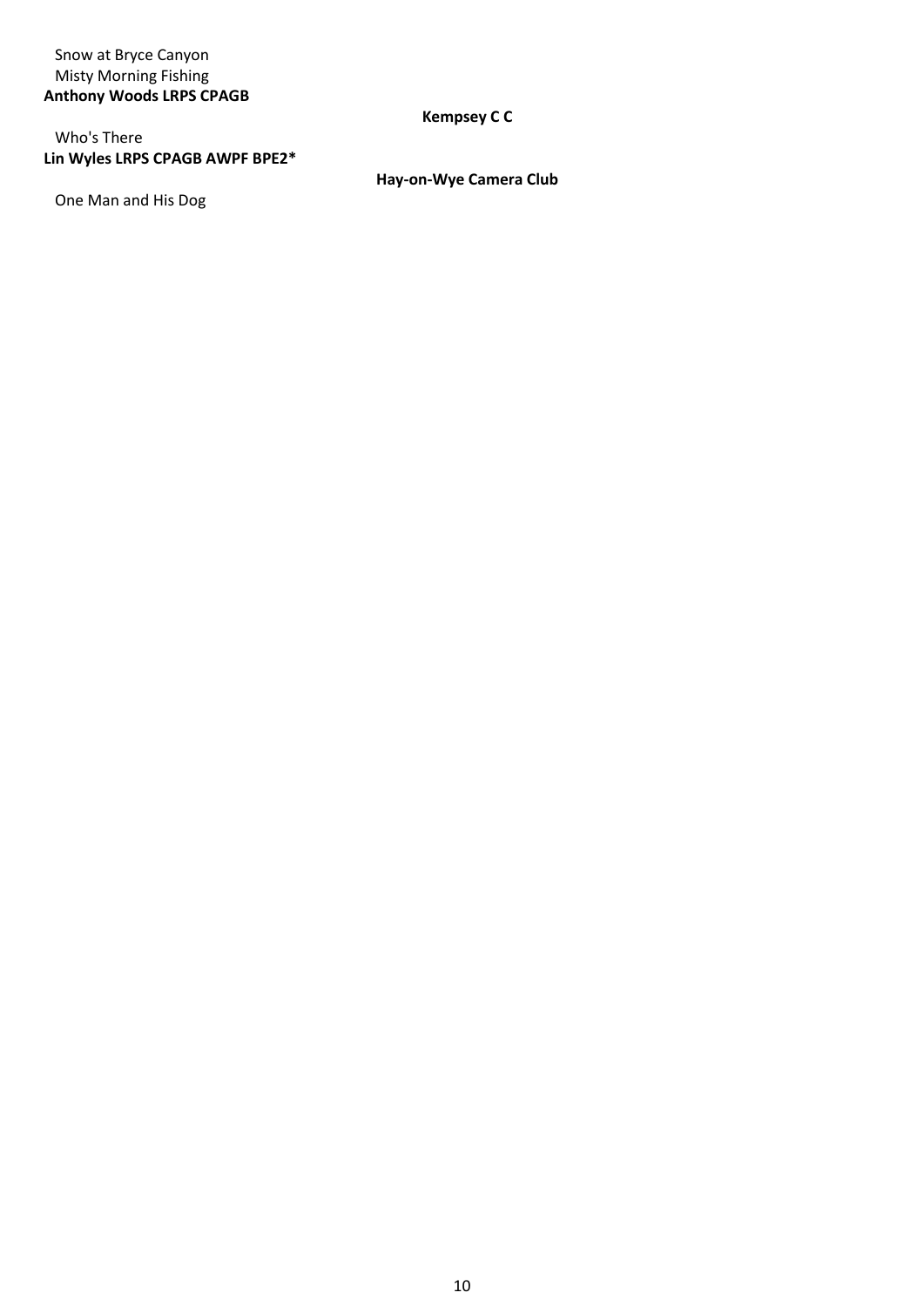Snow at Bryce Canyon
Misty Morning Fishing

**Anthony Woods LRPS CPAGB** — **Kempsey C C**

Who's There

**Lin Wyles LRPS CPAGB AWPF BPE2*** — **Hay-on-Wye Camera Club**

One Man and His Dog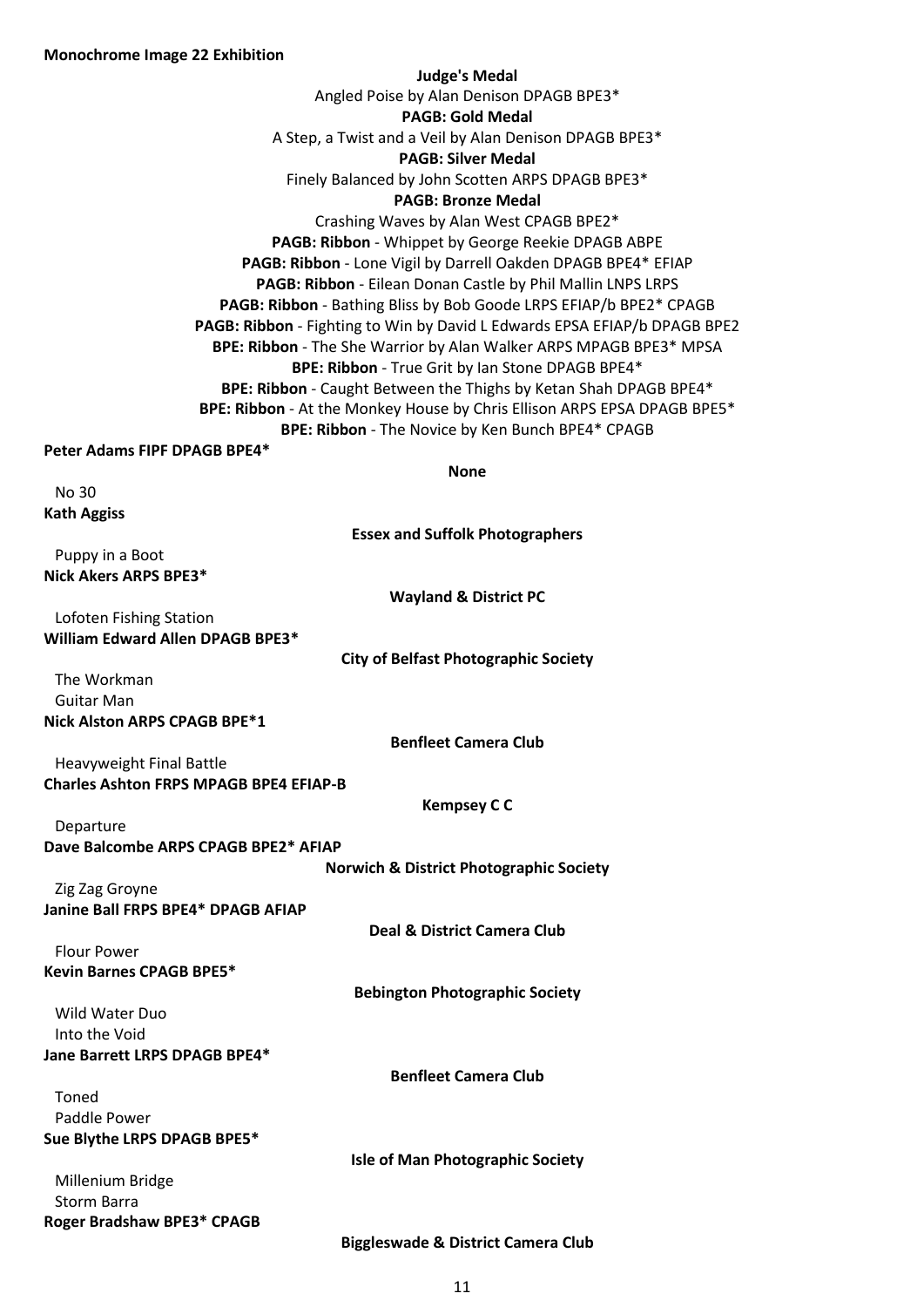**Monochrome Image 22 Exhibition**

**Judge's Medal**

Angled Poise by Alan Denison DPAGB BPE3*

**PAGB: Gold Medal**

A Step, a Twist and a Veil by Alan Denison DPAGB BPE3*

**PAGB: Silver Medal**

Finely Balanced by John Scotten ARPS DPAGB BPE3*

**PAGB: Bronze Medal**

Crashing Waves by Alan West CPAGB BPE2*

**PAGB: Ribbon** - Whippet by George Reekie DPAGB ABPE

**PAGB: Ribbon** - Lone Vigil by Darrell Oakden DPAGB BPE4* EFIAP

**PAGB: Ribbon** - Eilean Donan Castle by Phil Mallin LNPS LRPS

**PAGB: Ribbon** - Bathing Bliss by Bob Goode LRPS EFIAP/b BPE2* CPAGB

**PAGB: Ribbon** - Fighting to Win by David L Edwards EPSA EFIAP/b DPAGB BPE2

**BPE: Ribbon** - The She Warrior by Alan Walker ARPS MPAGB BPE3* MPSA

**BPE: Ribbon** - True Grit by Ian Stone DPAGB BPE4*

**BPE: Ribbon** - Caught Between the Thighs by Ketan Shah DPAGB BPE4*

**BPE: Ribbon** - At the Monkey House by Chris Ellison ARPS EPSA DPAGB BPE5*

**BPE: Ribbon** - The Novice by Ken Bunch BPE4* CPAGB

**Peter Adams FIPF DPAGB BPE4***

**None**

No 30

**Kath Aggiss**

**Essex and Suffolk Photographers**

Puppy in a Boot

**Nick Akers ARPS BPE3***

**Wayland & District PC**

Lofoten Fishing Station

**William Edward Allen DPAGB BPE3***

**City of Belfast Photographic Society**

The Workman
Guitar Man

**Nick Alston ARPS CPAGB BPE*1**

**Benfleet Camera Club**

Heavyweight Final Battle

**Charles Ashton FRPS MPAGB BPE4 EFIAP-B**

**Kempsey C C**

Departure

**Dave Balcombe ARPS CPAGB BPE2* AFIAP**

**Norwich & District Photographic Society**

Zig Zag Groyne

**Janine Ball FRPS BPE4* DPAGB AFIAP**

**Deal & District Camera Club**

Flour Power

**Kevin Barnes CPAGB BPE5***

**Bebington Photographic Society**

Wild Water Duo
Into the Void

**Jane Barrett LRPS DPAGB BPE4***

**Benfleet Camera Club**

Toned
Paddle Power

**Sue Blythe LRPS DPAGB BPE5***

**Isle of Man Photographic Society**

Millenium Bridge
Storm Barra

**Roger Bradshaw BPE3* CPAGB**

**Biggleswade & District Camera Club**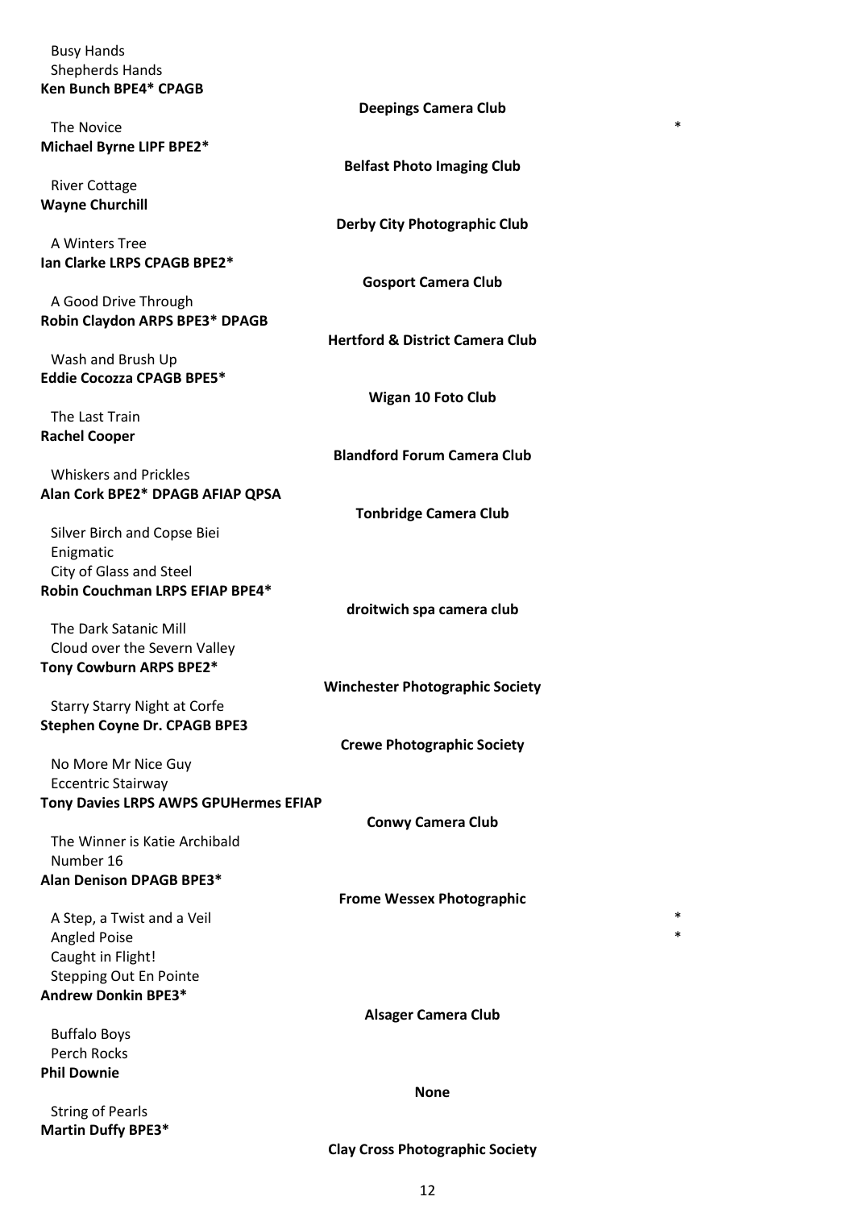Busy Hands
Shepherds Hands
**Ken Bunch BPE4* CPAGB**

**Deepings Camera Club**

The Novice *
**Michael Byrne LIPF BPE2***

**Belfast Photo Imaging Club**

River Cottage
**Wayne Churchill**

**Derby City Photographic Club**

A Winters Tree
**Ian Clarke LRPS CPAGB BPE2***

**Gosport Camera Club**

A Good Drive Through
**Robin Claydon ARPS BPE3* DPAGB**

**Hertford & District Camera Club**

Wash and Brush Up
**Eddie Cocozza CPAGB BPE5***

**Wigan 10 Foto Club**

The Last Train
**Rachel Cooper**

**Blandford Forum Camera Club**

Whiskers and Prickles
**Alan Cork BPE2* DPAGB AFIAP QPSA**

**Tonbridge Camera Club**

Silver Birch and Copse Biei
Enigmatic
City of Glass and Steel
**Robin Couchman LRPS EFIAP BPE4***

**droitwich spa camera club**

The Dark Satanic Mill
Cloud over the Severn Valley
**Tony Cowburn ARPS BPE2***

**Winchester Photographic Society**

Starry Starry Night at Corfe
**Stephen Coyne Dr. CPAGB BPE3**

**Crewe Photographic Society**

No More Mr Nice Guy
Eccentric Stairway
**Tony Davies LRPS AWPS GPUHermes EFIAP**

**Conwy Camera Club**

The Winner is Katie Archibald
Number 16
**Alan Denison DPAGB BPE3***

**Frome Wessex Photographic**

A Step, a Twist and a Veil *
Angled Poise *
Caught in Flight!
Stepping Out En Pointe
**Andrew Donkin BPE3***

**Alsager Camera Club**

Buffalo Boys
Perch Rocks
**Phil Downie**

**None**

String of Pearls
**Martin Duffy BPE3***

**Clay Cross Photographic Society**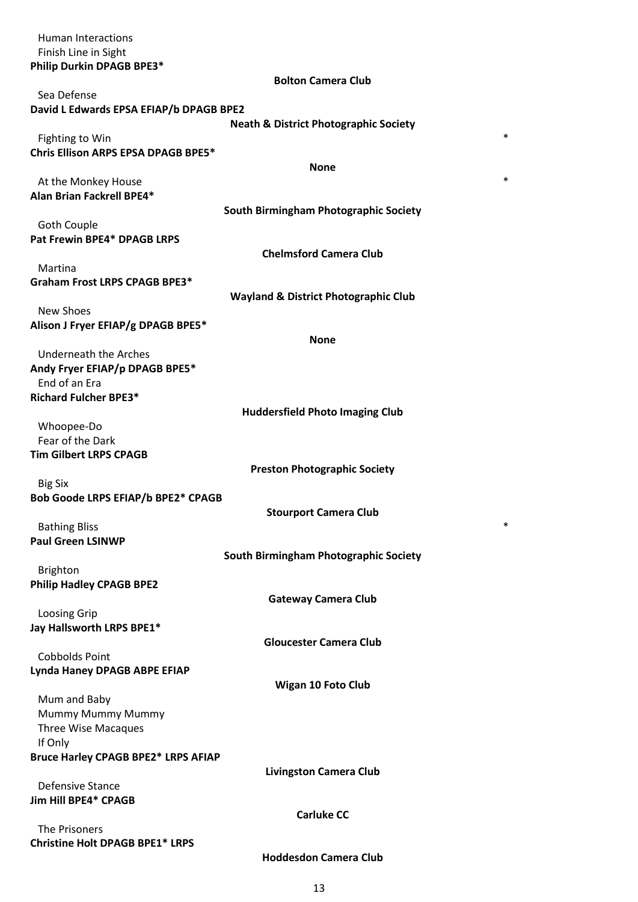Human Interactions
Finish Line in Sight
**Philip Durkin DPAGB BPE3***

**Bolton Camera Club**

Sea Defense
**David L Edwards EPSA EFIAP/b DPAGB BPE2**

**Neath & District Photographic Society**

Fighting to Win *
**Chris Ellison ARPS EPSA DPAGB BPE5***

**None**

At the Monkey House *
**Alan Brian Fackrell BPE4***

**South Birmingham Photographic Society**

Goth Couple
**Pat Frewin BPE4* DPAGB LRPS**

**Chelmsford Camera Club**

Martina
**Graham Frost LRPS CPAGB BPE3***

**Wayland & District Photographic Club**

New Shoes
**Alison J Fryer EFIAP/g DPAGB BPE5***

**None**

Underneath the Arches
**Andy Fryer EFIAP/p DPAGB BPE5***
End of an Era
**Richard Fulcher BPE3***

**Huddersfield Photo Imaging Club**

Whoopee-Do
Fear of the Dark
**Tim Gilbert LRPS CPAGB**

**Preston Photographic Society**

Big Six
**Bob Goode LRPS EFIAP/b BPE2* CPAGB**

**Stourport Camera Club**

Bathing Bliss *
**Paul Green LSINWP**

**South Birmingham Photographic Society**

Brighton
**Philip Hadley CPAGB BPE2**

**Gateway Camera Club**

Loosing Grip
**Jay Hallsworth LRPS BPE1***

**Gloucester Camera Club**

Cobbolds Point
**Lynda Haney DPAGB ABPE EFIAP**

**Wigan 10 Foto Club**

Mum and Baby
Mummy Mummy Mummy
Three Wise Macaques
If Only
**Bruce Harley CPAGB BPE2* LRPS AFIAP**

**Livingston Camera Club**

Defensive Stance
**Jim Hill BPE4* CPAGB**

**Carluke CC**

The Prisoners
**Christine Holt DPAGB BPE1* LRPS**

**Hoddesdon Camera Club**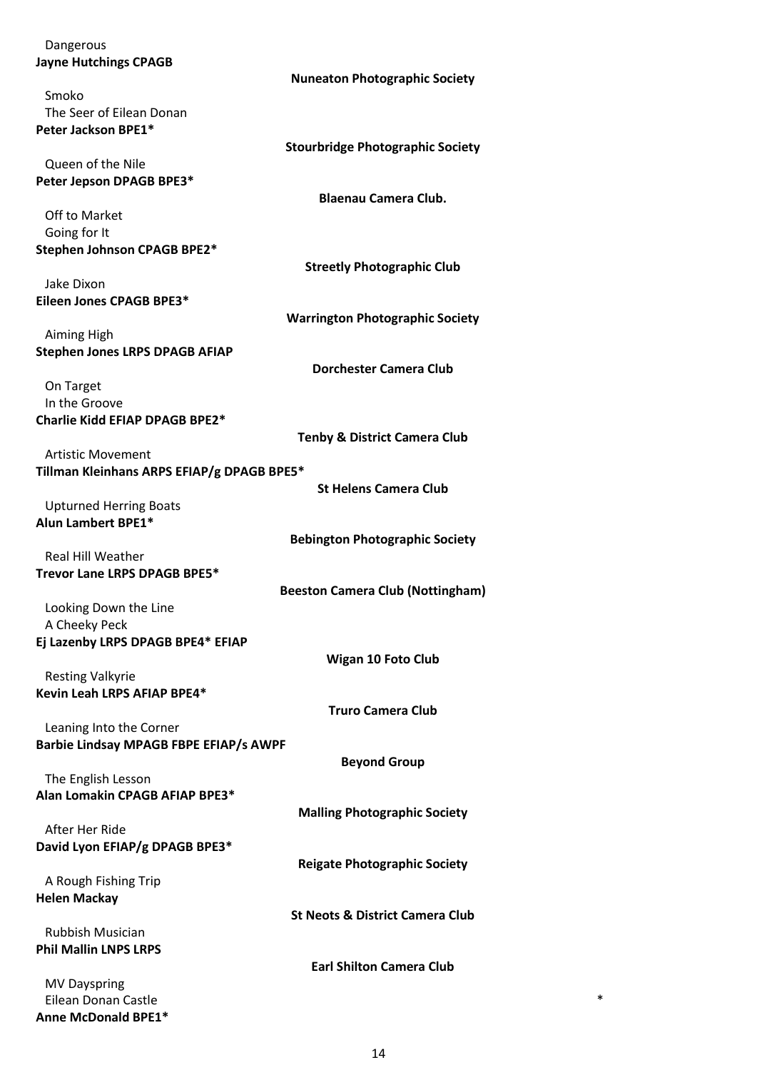Dangerous

**Jayne Hutchings CPAGB**

**Nuneaton Photographic Society**

Smoko

The Seer of Eilean Donan

**Peter Jackson BPE1***

**Stourbridge Photographic Society**

Queen of the Nile

**Peter Jepson DPAGB BPE3***

**Blaenau Camera Club.**

Off to Market

Going for It

**Stephen Johnson CPAGB BPE2***

**Streetly Photographic Club**

Jake Dixon

**Eileen Jones CPAGB BPE3***

**Warrington Photographic Society**

Aiming High

**Stephen Jones LRPS DPAGB AFIAP**

**Dorchester Camera Club**

On Target

In the Groove

**Charlie Kidd EFIAP DPAGB BPE2***

**Tenby & District Camera Club**

Artistic Movement

**Tillman Kleinhans ARPS EFIAP/g DPAGB BPE5***

**St Helens Camera Club**

Upturned Herring Boats

**Alun Lambert BPE1***

**Bebington Photographic Society**

Real Hill Weather

**Trevor Lane LRPS DPAGB BPE5***

**Beeston Camera Club (Nottingham)**

Looking Down the Line

A Cheeky Peck

**Ej Lazenby LRPS DPAGB BPE4* EFIAP**

**Wigan 10 Foto Club**

Resting Valkyrie

**Kevin Leah LRPS AFIAP BPE4***

**Truro Camera Club**

Leaning Into the Corner

**Barbie Lindsay MPAGB FBPE EFIAP/s AWPF**

**Beyond Group**

The English Lesson

**Alan Lomakin CPAGB AFIAP BPE3***

**Malling Photographic Society**

After Her Ride

**David Lyon EFIAP/g DPAGB BPE3***

**Reigate Photographic Society**

A Rough Fishing Trip

**Helen Mackay**

**St Neots & District Camera Club**

Rubbish Musician

**Phil Mallin LNPS LRPS**

**Earl Shilton Camera Club**

MV Dayspring

Eilean Donan Castle

**Anne McDonald BPE1***

*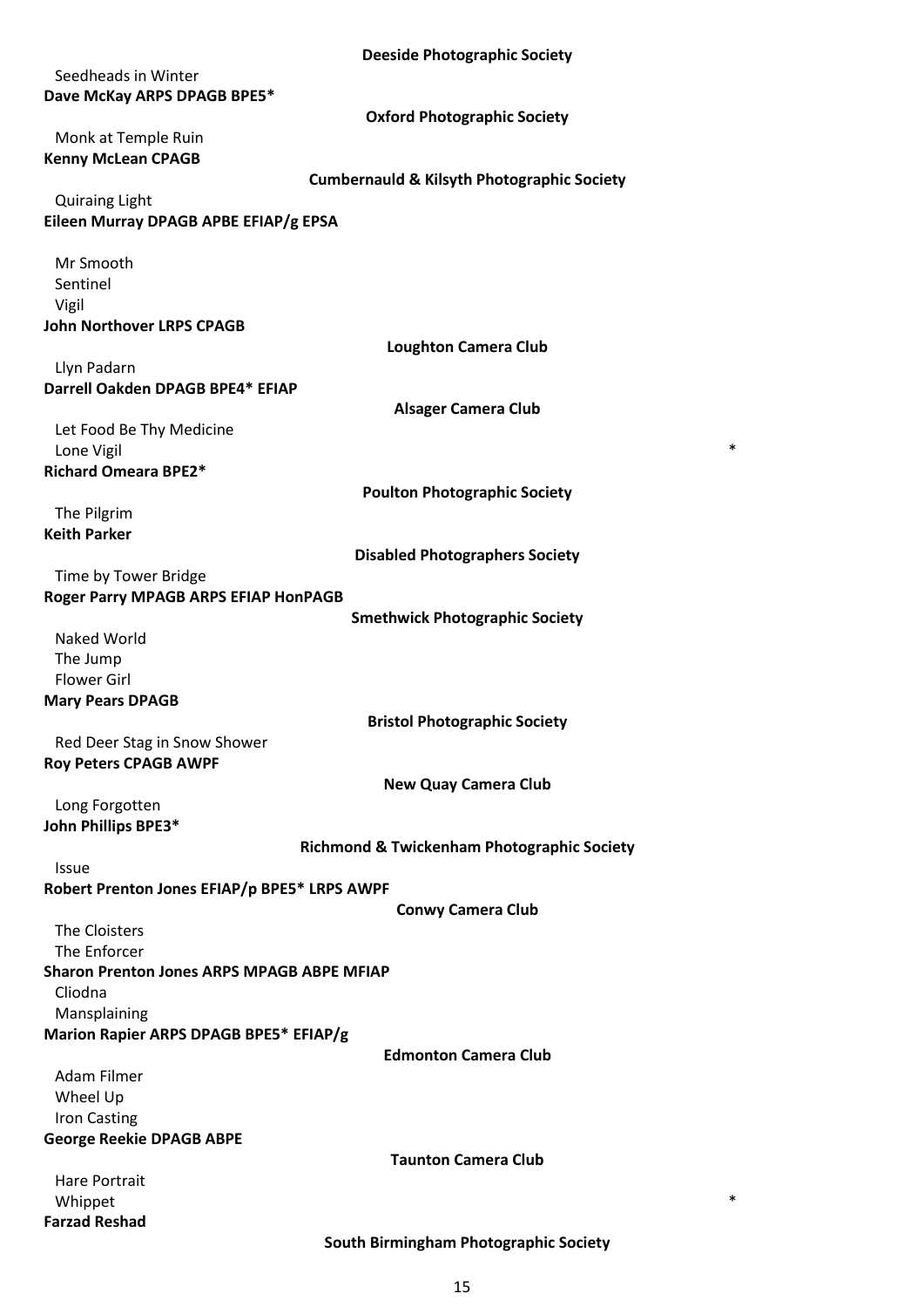**Deeside Photographic Society**

Seedheads in Winter

**Dave McKay ARPS DPAGB BPE5***

**Oxford Photographic Society**

Monk at Temple Ruin

**Kenny McLean CPAGB**

**Cumbernauld & Kilsyth Photographic Society**

Quiraing Light

**Eileen Murray DPAGB APBE EFIAP/g EPSA**

Mr Smooth
Sentinel
Vigil

**John Northover LRPS CPAGB**

**Loughton Camera Club**

Llyn Padarn

**Darrell Oakden DPAGB BPE4* EFIAP**

**Alsager Camera Club**

Let Food Be Thy Medicine
Lone Vigil *

**Richard Omeara BPE2***

**Poulton Photographic Society**

The Pilgrim

**Keith Parker**

**Disabled Photographers Society**

Time by Tower Bridge

**Roger Parry MPAGB ARPS EFIAP HonPAGB**

**Smethwick Photographic Society**

Naked World
The Jump
Flower Girl

**Mary Pears DPAGB**

**Bristol Photographic Society**

Red Deer Stag in Snow Shower

**Roy Peters CPAGB AWPF**

**New Quay Camera Club**

Long Forgotten

**John Phillips BPE3***

**Richmond & Twickenham Photographic Society**

Issue

**Robert Prenton Jones EFIAP/p BPE5* LRPS AWPF**

**Conwy Camera Club**

The Cloisters
The Enforcer

**Sharon Prenton Jones ARPS MPAGB ABPE MFIAP**

Cliodna
Mansplaining

**Marion Rapier ARPS DPAGB BPE5* EFIAP/g**

**Edmonton Camera Club**

Adam Filmer
Wheel Up
Iron Casting

**George Reekie DPAGB ABPE**

**Taunton Camera Club**

Hare Portrait
Whippet *

**Farzad Reshad**

**South Birmingham Photographic Society**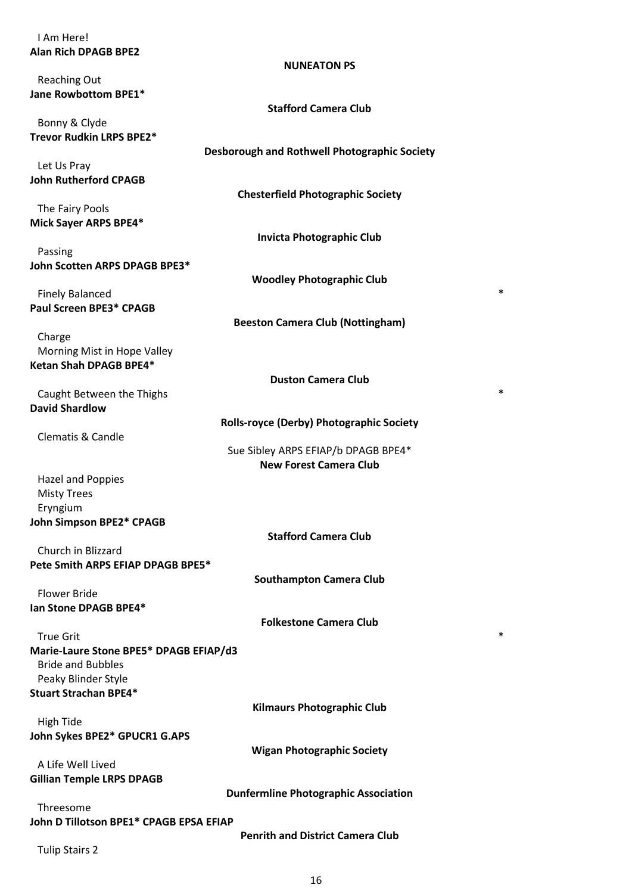I Am Here!

**Alan Rich DPAGB BPE2**

**NUNEATON PS**

Reaching Out

**Jane Rowbottom BPE1***

**Stafford Camera Club**

Bonny & Clyde

**Trevor Rudkin LRPS BPE2***

**Desborough and Rothwell Photographic Society**

Let Us Pray

**John Rutherford CPAGB**

**Chesterfield Photographic Society**

The Fairy Pools

**Mick Sayer ARPS BPE4***

**Invicta Photographic Club**

Passing

**John Scotten ARPS DPAGB BPE3***

**Woodley Photographic Club**

Finely Balanced *

**Paul Screen BPE3* CPAGB**

**Beeston Camera Club (Nottingham)**

Charge

Morning Mist in Hope Valley

**Ketan Shah DPAGB BPE4***

**Duston Camera Club**

Caught Between the Thighs *

**David Shardlow**

**Rolls-royce (Derby) Photographic Society**

Clematis & Candle

Sue Sibley ARPS EFIAP/b DPAGB BPE4*

**New Forest Camera Club**

Hazel and Poppies

Misty Trees

Eryngium

**John Simpson BPE2* CPAGB**

**Stafford Camera Club**

Church in Blizzard

**Pete Smith ARPS EFIAP DPAGB BPE5***

**Southampton Camera Club**

Flower Bride

**Ian Stone DPAGB BPE4***

**Folkestone Camera Club**

True Grit *

**Marie-Laure Stone BPE5* DPAGB EFIAP/d3**

Bride and Bubbles

Peaky Blinder Style

**Stuart Strachan BPE4***

**Kilmaurs Photographic Club**

High Tide

**John Sykes BPE2* GPUCR1 G.APS**

**Wigan Photographic Society**

A Life Well Lived

**Gillian Temple LRPS DPAGB**

**Dunfermline Photographic Association**

Threesome

**John D Tillotson BPE1* CPAGB EPSA EFIAP**

**Penrith and District Camera Club**

Tulip Stairs 2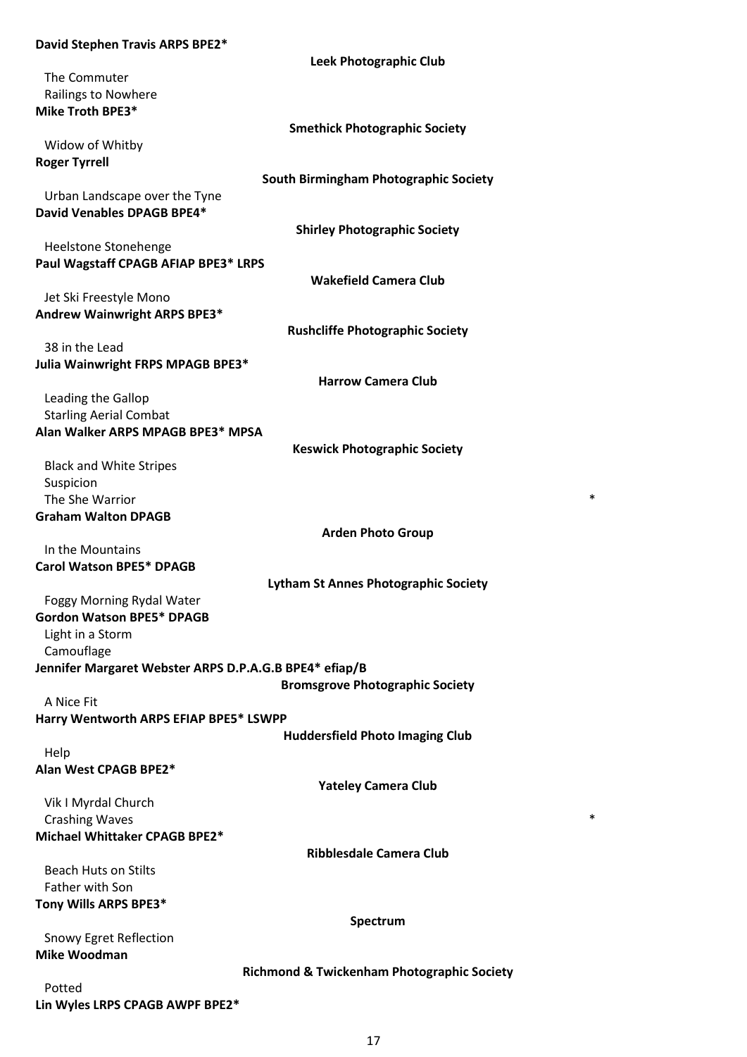**David Stephen Travis ARPS BPE2***

**Leek Photographic Club**

The Commuter
Railings to Nowhere

**Mike Troth BPE3***

**Smethick Photographic Society**

Widow of Whitby

**Roger Tyrrell**

**South Birmingham Photographic Society**

Urban Landscape over the Tyne

**David Venables DPAGB BPE4***

**Shirley Photographic Society**

Heelstone Stonehenge

**Paul Wagstaff CPAGB AFIAP BPE3* LRPS**

**Wakefield Camera Club**

Jet Ski Freestyle Mono

**Andrew Wainwright ARPS BPE3***

**Rushcliffe Photographic Society**

38 in the Lead

**Julia Wainwright FRPS MPAGB BPE3***

**Harrow Camera Club**

Leading the Gallop
Starling Aerial Combat

**Alan Walker ARPS MPAGB BPE3* MPSA**

**Keswick Photographic Society**

Black and White Stripes
Suspicion
The She Warrior *

**Graham Walton DPAGB**

**Arden Photo Group**

In the Mountains

**Carol Watson BPE5* DPAGB**

**Lytham St Annes Photographic Society**

Foggy Morning Rydal Water

**Gordon Watson BPE5* DPAGB**

Light in a Storm
Camouflage

**Jennifer Margaret Webster ARPS D.P.A.G.B BPE4* efiap/B**

**Bromsgrove Photographic Society**

A Nice Fit

**Harry Wentworth ARPS EFIAP BPE5* LSWPP**

**Huddersfield Photo Imaging Club**

Help

**Alan West CPAGB BPE2***

**Yateley Camera Club**

Vik I Myrdal Church
Crashing Waves *

**Michael Whittaker CPAGB BPE2***

**Ribblesdale Camera Club**

Beach Huts on Stilts
Father with Son

**Tony Wills ARPS BPE3***

**Spectrum**

Snowy Egret Reflection

**Mike Woodman**

**Richmond & Twickenham Photographic Society**

Potted

**Lin Wyles LRPS CPAGB AWPF BPE2***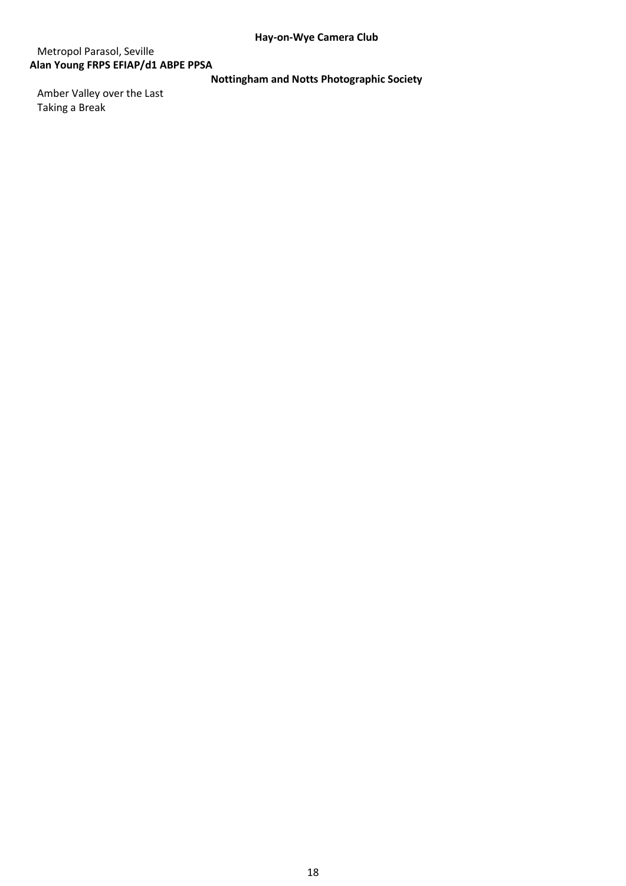**Hay-on-Wye Camera Club**

Metropol Parasol, Seville

**Alan Young FRPS EFIAP/d1 ABPE PPSA**

**Nottingham and Notts Photographic Society**

Amber Valley over the Last

Taking a Break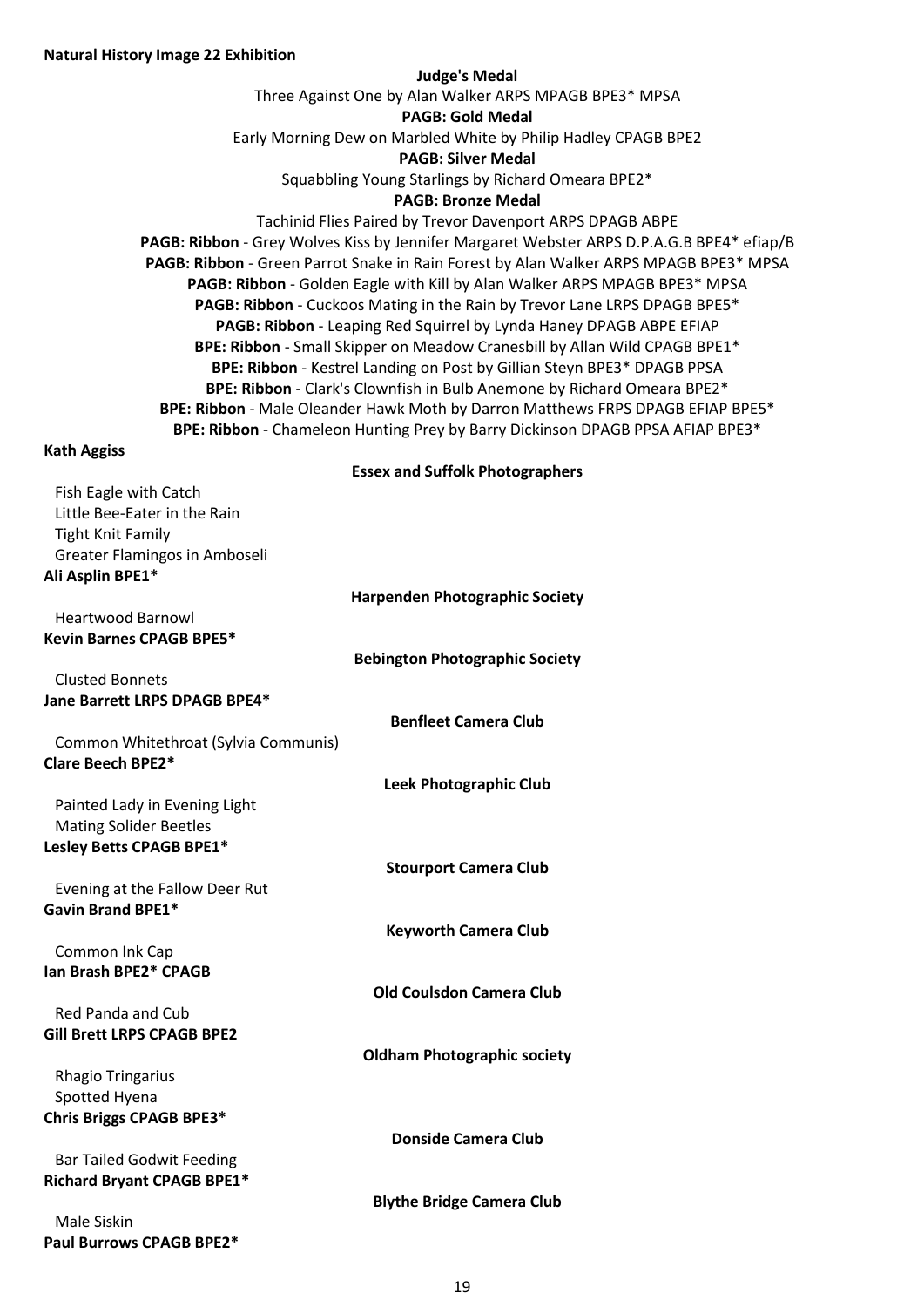**Natural History Image 22 Exhibition**

**Judge's Medal**

Three Against One by Alan Walker ARPS MPAGB BPE3* MPSA

**PAGB: Gold Medal**

Early Morning Dew on Marbled White by Philip Hadley CPAGB BPE2

**PAGB: Silver Medal**

Squabbling Young Starlings by Richard Omeara BPE2*

**PAGB: Bronze Medal**

Tachinid Flies Paired by Trevor Davenport ARPS DPAGB ABPE

**PAGB: Ribbon** - Grey Wolves Kiss by Jennifer Margaret Webster ARPS D.P.A.G.B BPE4* efiap/B

**PAGB: Ribbon** - Green Parrot Snake in Rain Forest by Alan Walker ARPS MPAGB BPE3* MPSA

**PAGB: Ribbon** - Golden Eagle with Kill by Alan Walker ARPS MPAGB BPE3* MPSA

**PAGB: Ribbon** - Cuckoos Mating in the Rain by Trevor Lane LRPS DPAGB BPE5*

**PAGB: Ribbon** - Leaping Red Squirrel by Lynda Haney DPAGB ABPE EFIAP

**BPE: Ribbon** - Small Skipper on Meadow Cranesbill by Allan Wild CPAGB BPE1*

**BPE: Ribbon** - Kestrel Landing on Post by Gillian Steyn BPE3* DPAGB PPSA

**BPE: Ribbon** - Clark's Clownfish in Bulb Anemone by Richard Omeara BPE2*

**BPE: Ribbon** - Male Oleander Hawk Moth by Darron Matthews FRPS DPAGB EFIAP BPE5*

**BPE: Ribbon** - Chameleon Hunting Prey by Barry Dickinson DPAGB PPSA AFIAP BPE3*

**Kath Aggiss** — **Essex and Suffolk Photographers**

- Fish Eagle with Catch
- Little Bee-Eater in the Rain
- Tight Knit Family
- Greater Flamingos in Amboseli

**Ali Asplin BPE1*** — **Harpenden Photographic Society**

- Heartwood Barnowl

**Kevin Barnes CPAGB BPE5*** — **Bebington Photographic Society**

- Clusted Bonnets

**Jane Barrett LRPS DPAGB BPE4*** — **Benfleet Camera Club**

- Common Whitethroat (Sylvia Communis)

**Clare Beech BPE2*** — **Leek Photographic Club**

- Painted Lady in Evening Light
- Mating Solider Beetles

**Lesley Betts CPAGB BPE1*** — **Stourport Camera Club**

- Evening at the Fallow Deer Rut

**Gavin Brand BPE1*** — **Keyworth Camera Club**

- Common Ink Cap

**Ian Brash BPE2* CPAGB** — **Old Coulsdon Camera Club**

- Red Panda and Cub

**Gill Brett LRPS CPAGB BPE2** — **Oldham Photographic society**

- Rhagio Tringarius
- Spotted Hyena

**Chris Briggs CPAGB BPE3*** — **Donside Camera Club**

- Bar Tailed Godwit Feeding

**Richard Bryant CPAGB BPE1*** — **Blythe Bridge Camera Club**

- Male Siskin

**Paul Burrows CPAGB BPE2***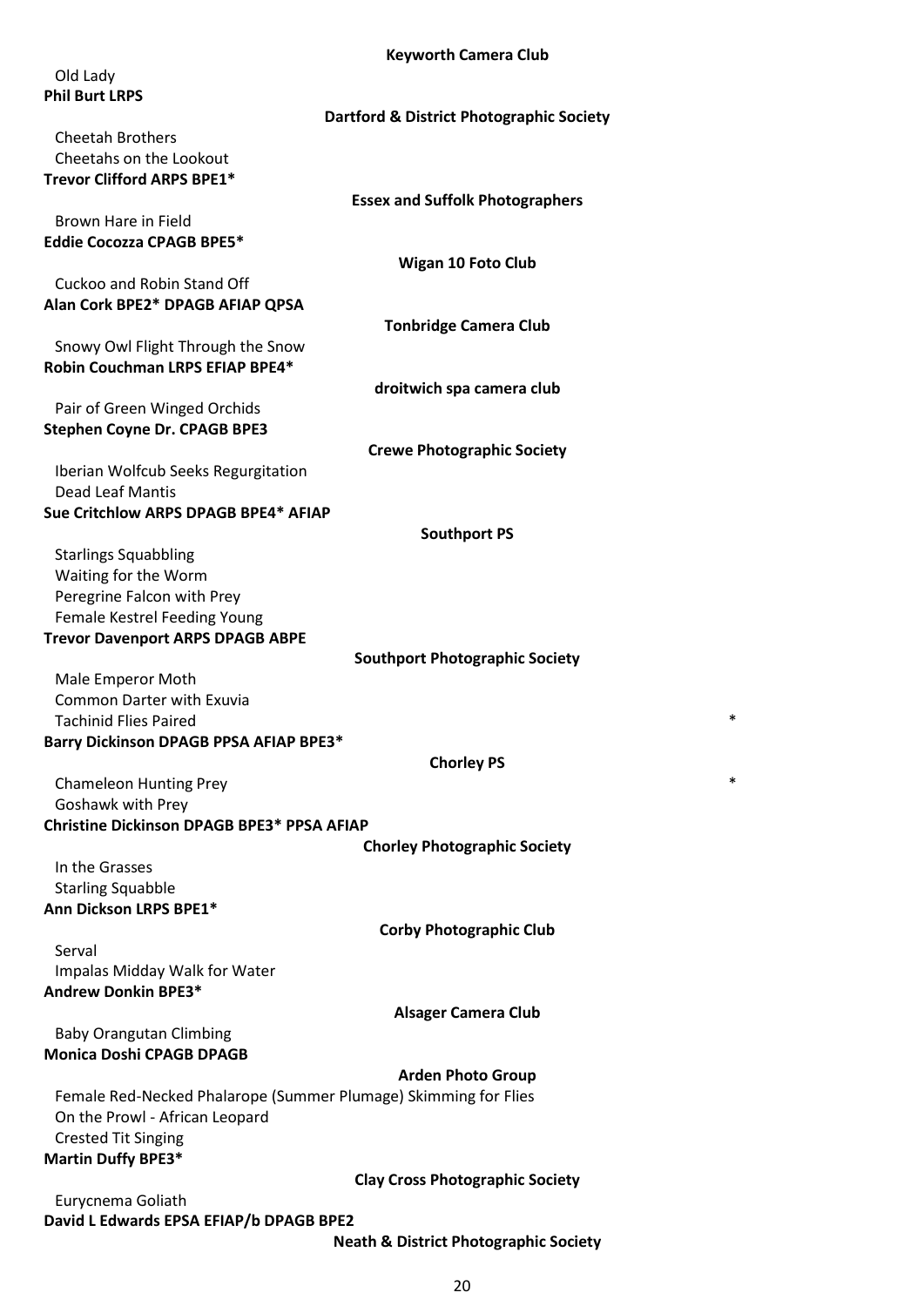Keyworth Camera Club

Old Lady

**Phil Burt LRPS**

**Dartford & District Photographic Society**

Cheetah Brothers
Cheetahs on the Lookout

**Trevor Clifford ARPS BPE1***

**Essex and Suffolk Photographers**

Brown Hare in Field

**Eddie Cocozza CPAGB BPE5***

**Wigan 10 Foto Club**

Cuckoo and Robin Stand Off

**Alan Cork BPE2* DPAGB AFIAP QPSA**

**Tonbridge Camera Club**

Snowy Owl Flight Through the Snow

**Robin Couchman LRPS EFIAP BPE4***

**droitwich spa camera club**

Pair of Green Winged Orchids

**Stephen Coyne Dr. CPAGB BPE3**

**Crewe Photographic Society**

Iberian Wolfcub Seeks Regurgitation
Dead Leaf Mantis

**Sue Critchlow ARPS DPAGB BPE4* AFIAP**

**Southport PS**

Starlings Squabbling
Waiting for the Worm
Peregrine Falcon with Prey
Female Kestrel Feeding Young

**Trevor Davenport ARPS DPAGB ABPE**

**Southport Photographic Society**

Male Emperor Moth
Common Darter with Exuvia
Tachinid Flies Paired *

**Barry Dickinson DPAGB PPSA AFIAP BPE3***

**Chorley PS**

Chameleon Hunting Prey *
Goshawk with Prey

**Christine Dickinson DPAGB BPE3* PPSA AFIAP**

**Chorley Photographic Society**

In the Grasses
Starling Squabble

**Ann Dickson LRPS BPE1***

**Corby Photographic Club**

Serval
Impalas Midday Walk for Water

**Andrew Donkin BPE3***

**Alsager Camera Club**

Baby Orangutan Climbing

**Monica Doshi CPAGB DPAGB**

**Arden Photo Group**

Female Red-Necked Phalarope (Summer Plumage) Skimming for Flies
On the Prowl - African Leopard
Crested Tit Singing

**Martin Duffy BPE3***

**Clay Cross Photographic Society**

Eurycnema Goliath

**David L Edwards EPSA EFIAP/b DPAGB BPE2**

**Neath & District Photographic Society**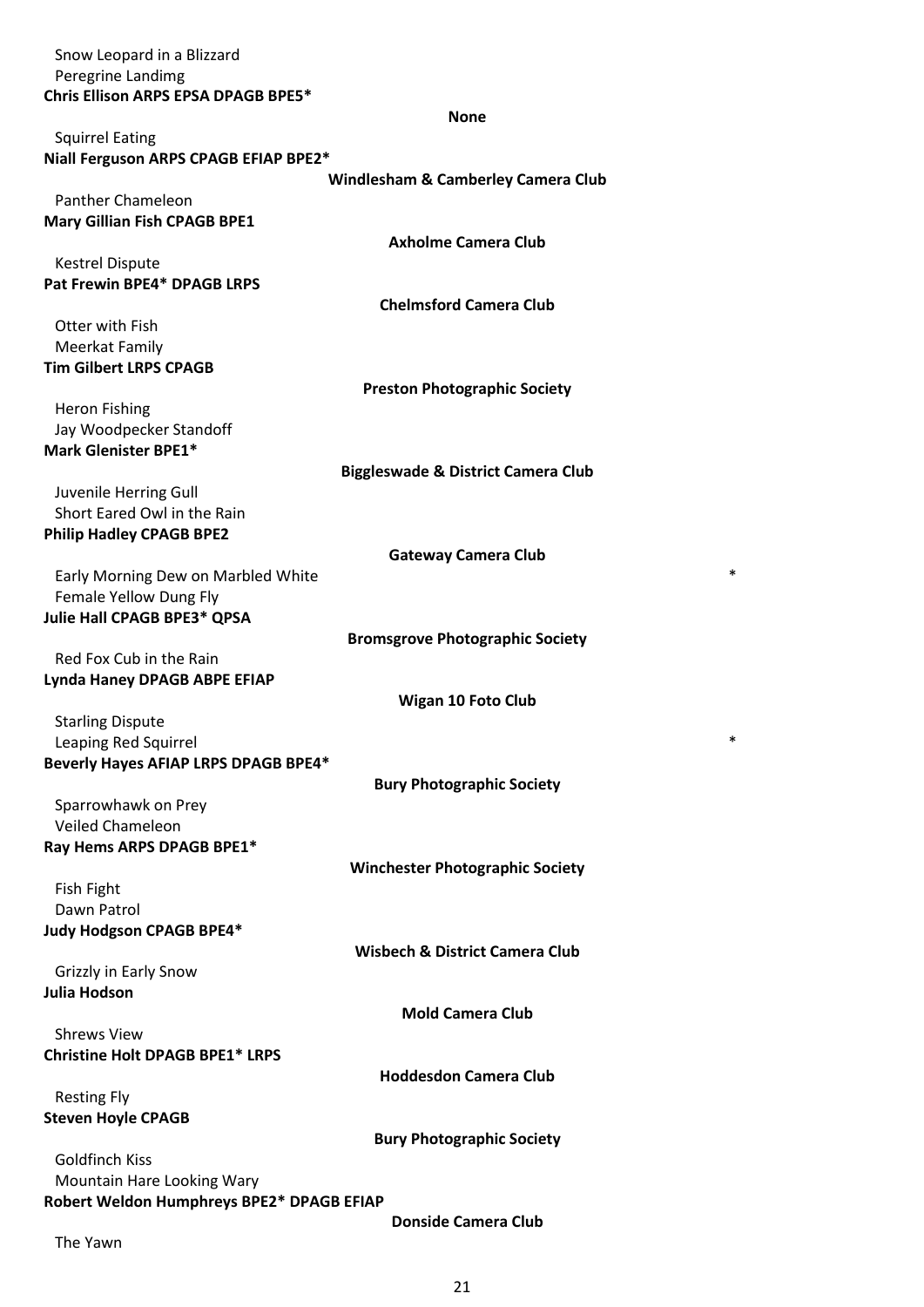Snow Leopard in a Blizzard
Peregrine Landimg

**Chris Ellison ARPS EPSA DPAGB BPE5***

**None**

Squirrel Eating

**Niall Ferguson ARPS CPAGB EFIAP BPE2***

**Windlesham & Camberley Camera Club**

Panther Chameleon

**Mary Gillian Fish CPAGB BPE1**

**Axholme Camera Club**

Kestrel Dispute

**Pat Frewin BPE4* DPAGB LRPS**

**Chelmsford Camera Club**

Otter with Fish
Meerkat Family

**Tim Gilbert LRPS CPAGB**

**Preston Photographic Society**

Heron Fishing
Jay Woodpecker Standoff

**Mark Glenister BPE1***

**Biggleswade & District Camera Club**

Juvenile Herring Gull
Short Eared Owl in the Rain

**Philip Hadley CPAGB BPE2**

**Gateway Camera Club**

Early Morning Dew on Marbled White *
Female Yellow Dung Fly

**Julie Hall CPAGB BPE3* QPSA**

**Bromsgrove Photographic Society**

Red Fox Cub in the Rain

**Lynda Haney DPAGB ABPE EFIAP**

**Wigan 10 Foto Club**

Starling Dispute
Leaping Red Squirrel *

**Beverly Hayes AFIAP LRPS DPAGB BPE4***

**Bury Photographic Society**

Sparrowhawk on Prey
Veiled Chameleon

**Ray Hems ARPS DPAGB BPE1***

**Winchester Photographic Society**

Fish Fight
Dawn Patrol

**Judy Hodgson CPAGB BPE4***

**Wisbech & District Camera Club**

Grizzly in Early Snow

**Julia Hodson**

**Mold Camera Club**

Shrews View

**Christine Holt DPAGB BPE1* LRPS**

**Hoddesdon Camera Club**

Resting Fly

**Steven Hoyle CPAGB**

**Bury Photographic Society**

Goldfinch Kiss
Mountain Hare Looking Wary

**Robert Weldon Humphreys BPE2* DPAGB EFIAP**

**Donside Camera Club**

The Yawn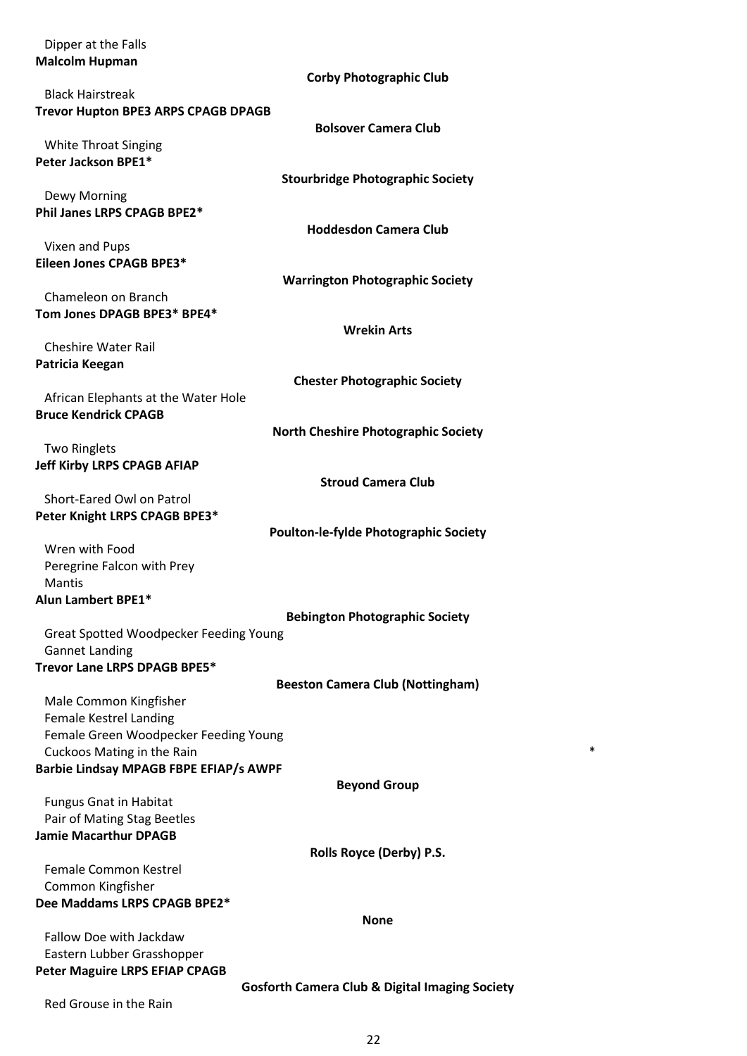Dipper at the Falls

**Malcolm Hupman**

**Corby Photographic Club**

Black Hairstreak

**Trevor Hupton BPE3 ARPS CPAGB DPAGB**

**Bolsover Camera Club**

White Throat Singing

**Peter Jackson BPE1***

**Stourbridge Photographic Society**

Dewy Morning

**Phil Janes LRPS CPAGB BPE2***

**Hoddesdon Camera Club**

Vixen and Pups

**Eileen Jones CPAGB BPE3***

**Warrington Photographic Society**

Chameleon on Branch

**Tom Jones DPAGB BPE3* BPE4***

**Wrekin Arts**

Cheshire Water Rail

**Patricia Keegan**

**Chester Photographic Society**

African Elephants at the Water Hole

**Bruce Kendrick CPAGB**

**North Cheshire Photographic Society**

Two Ringlets

**Jeff Kirby LRPS CPAGB AFIAP**

**Stroud Camera Club**

Short-Eared Owl on Patrol

**Peter Knight LRPS CPAGB BPE3***

**Poulton-le-fylde Photographic Society**

Wren with Food
Peregrine Falcon with Prey
Mantis

**Alun Lambert BPE1***

**Bebington Photographic Society**

Great Spotted Woodpecker Feeding Young
Gannet Landing

**Trevor Lane LRPS DPAGB BPE5***

**Beeston Camera Club (Nottingham)**

Male Common Kingfisher
Female Kestrel Landing
Female Green Woodpecker Feeding Young
Cuckoos Mating in the Rain *

**Barbie Lindsay MPAGB FBPE EFIAP/s AWPF**

**Beyond Group**

Fungus Gnat in Habitat
Pair of Mating Stag Beetles

**Jamie Macarthur DPAGB**

**Rolls Royce (Derby) P.S.**

Female Common Kestrel
Common Kingfisher

**Dee Maddams LRPS CPAGB BPE2***

**None**

Fallow Doe with Jackdaw
Eastern Lubber Grasshopper

**Peter Maguire LRPS EFIAP CPAGB**

**Gosforth Camera Club & Digital Imaging Society**

Red Grouse in the Rain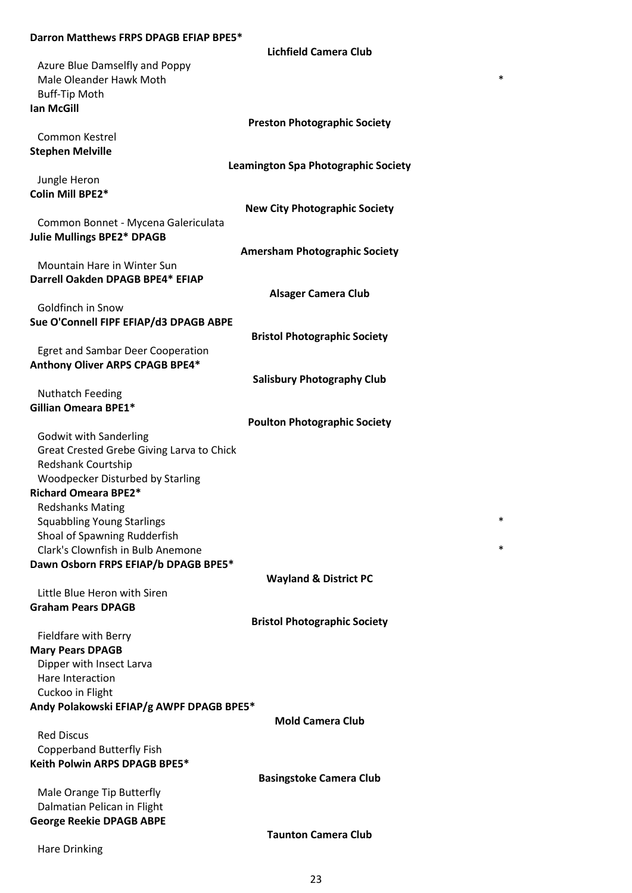**Darron Matthews FRPS DPAGB EFIAP BPE5***

**Lichfield Camera Club**

Azure Blue Damselfly and Poppy
Male Oleander Hawk Moth *
Buff-Tip Moth

**Ian McGill**

**Preston Photographic Society**

Common Kestrel

**Stephen Melville**

**Leamington Spa Photographic Society**

Jungle Heron

**Colin Mill BPE2***

**New City Photographic Society**

Common Bonnet - Mycena Galericulata

**Julie Mullings BPE2* DPAGB**

**Amersham Photographic Society**

Mountain Hare in Winter Sun

**Darrell Oakden DPAGB BPE4* EFIAP**

**Alsager Camera Club**

Goldfinch in Snow

**Sue O'Connell FIPF EFIAP/d3 DPAGB ABPE**

**Bristol Photographic Society**

Egret and Sambar Deer Cooperation

**Anthony Oliver ARPS CPAGB BPE4***

**Salisbury Photography Club**

Nuthatch Feeding

**Gillian Omeara BPE1***

**Poulton Photographic Society**

Godwit with Sanderling
Great Crested Grebe Giving Larva to Chick
Redshank Courtship
Woodpecker Disturbed by Starling

**Richard Omeara BPE2***

Redshanks Mating
Squabbling Young Starlings *
Shoal of Spawning Rudderfish
Clark's Clownfish in Bulb Anemone *

**Dawn Osborn FRPS EFIAP/b DPAGB BPE5***

**Wayland & District PC**

Little Blue Heron with Siren

**Graham Pears DPAGB**

**Bristol Photographic Society**

Fieldfare with Berry

**Mary Pears DPAGB**

Dipper with Insect Larva
Hare Interaction
Cuckoo in Flight

**Andy Polakowski EFIAP/g AWPF DPAGB BPE5***

**Mold Camera Club**

Red Discus
Copperband Butterfly Fish

**Keith Polwin ARPS DPAGB BPE5***

**Basingstoke Camera Club**

Male Orange Tip Butterfly
Dalmatian Pelican in Flight

**George Reekie DPAGB ABPE**

**Taunton Camera Club**

Hare Drinking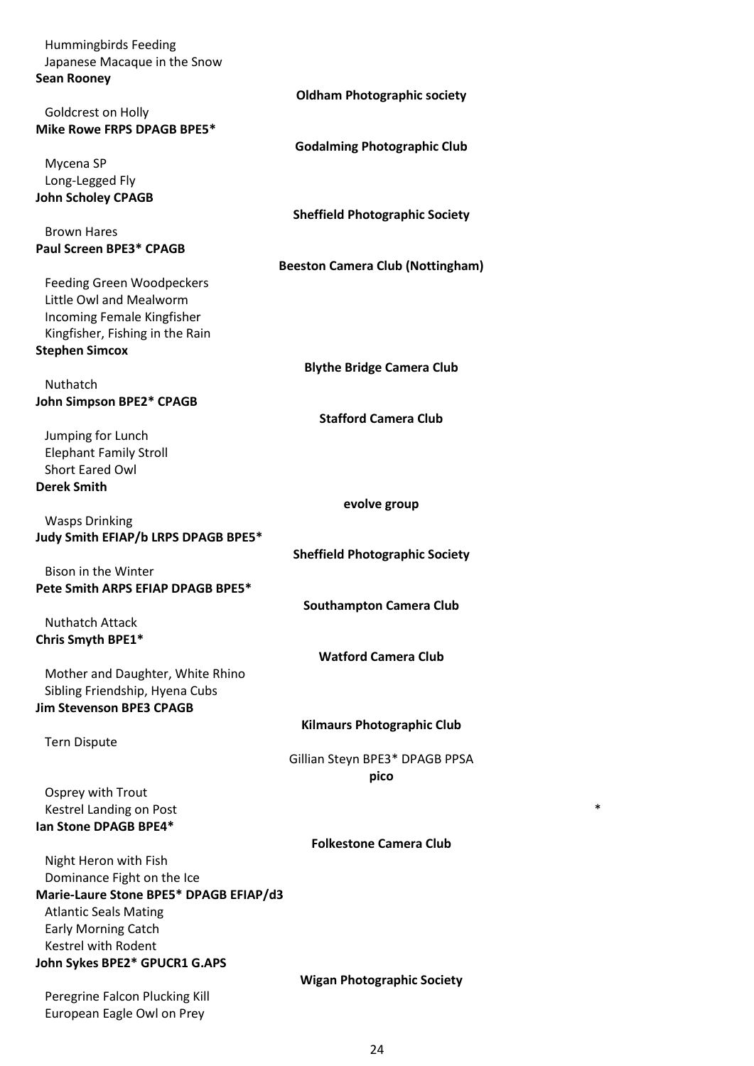Hummingbirds Feeding
Japanese Macaque in the Snow

**Sean Rooney**

**Oldham Photographic society**

Goldcrest on Holly

**Mike Rowe FRPS DPAGB BPE5***

**Godalming Photographic Club**

Mycena SP
Long-Legged Fly

**John Scholey CPAGB**

**Sheffield Photographic Society**

Brown Hares

**Paul Screen BPE3* CPAGB**

**Beeston Camera Club (Nottingham)**

Feeding Green Woodpeckers
Little Owl and Mealworm
Incoming Female Kingfisher
Kingfisher, Fishing in the Rain

**Stephen Simcox**

**Blythe Bridge Camera Club**

Nuthatch

**John Simpson BPE2* CPAGB**

**Stafford Camera Club**

Jumping for Lunch
Elephant Family Stroll
Short Eared Owl

**Derek Smith**

**evolve group**

Wasps Drinking

**Judy Smith EFIAP/b LRPS DPAGB BPE5***

**Sheffield Photographic Society**

Bison in the Winter

**Pete Smith ARPS EFIAP DPAGB BPE5***

**Southampton Camera Club**

Nuthatch Attack

**Chris Smyth BPE1***

**Watford Camera Club**

Mother and Daughter, White Rhino
Sibling Friendship, Hyena Cubs

**Jim Stevenson BPE3 CPAGB**

**Kilmaurs Photographic Club**

Tern Dispute

Gillian Steyn BPE3* DPAGB PPSA

**pico**

Osprey with Trout
Kestrel Landing on Post

*

**Ian Stone DPAGB BPE4***

**Folkestone Camera Club**

Night Heron with Fish
Dominance Fight on the Ice

**Marie-Laure Stone BPE5* DPAGB EFIAP/d3**

Atlantic Seals Mating
Early Morning Catch
Kestrel with Rodent

**John Sykes BPE2* GPUCR1 G.APS**

**Wigan Photographic Society**

Peregrine Falcon Plucking Kill
European Eagle Owl on Prey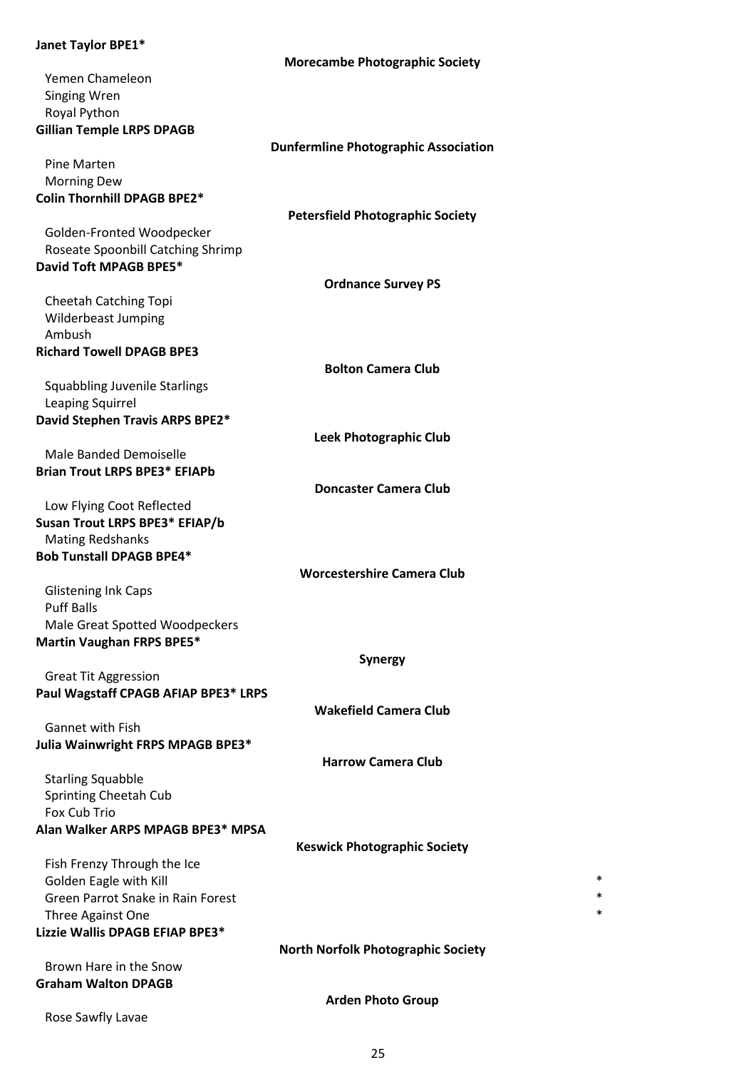**Janet Taylor BPE1***

**Morecambe Photographic Society**

Yemen Chameleon
Singing Wren
Royal Python

**Gillian Temple LRPS DPAGB**

**Dunfermline Photographic Association**

Pine Marten
Morning Dew

**Colin Thornhill DPAGB BPE2***

**Petersfield Photographic Society**

Golden-Fronted Woodpecker
Roseate Spoonbill Catching Shrimp

**David Toft MPAGB BPE5***

**Ordnance Survey PS**

Cheetah Catching Topi
Wilderbeast Jumping
Ambush

**Richard Towell DPAGB BPE3**

**Bolton Camera Club**

Squabbling Juvenile Starlings
Leaping Squirrel

**David Stephen Travis ARPS BPE2***

**Leek Photographic Club**

Male Banded Demoiselle

**Brian Trout LRPS BPE3* EFIAPb**

**Doncaster Camera Club**

Low Flying Coot Reflected

**Susan Trout LRPS BPE3* EFIAP/b**

Mating Redshanks

**Bob Tunstall DPAGB BPE4***

**Worcestershire Camera Club**

Glistening Ink Caps
Puff Balls
Male Great Spotted Woodpeckers

**Martin Vaughan FRPS BPE5***

**Synergy**

Great Tit Aggression

**Paul Wagstaff CPAGB AFIAP BPE3* LRPS**

**Wakefield Camera Club**

Gannet with Fish

**Julia Wainwright FRPS MPAGB BPE3***

**Harrow Camera Club**

Starling Squabble
Sprinting Cheetah Cub
Fox Cub Trio

**Alan Walker ARPS MPAGB BPE3* MPSA**

**Keswick Photographic Society**

Fish Frenzy Through the Ice
Golden Eagle with Kill *
Green Parrot Snake in Rain Forest *
Three Against One *

**Lizzie Wallis DPAGB EFIAP BPE3***

**North Norfolk Photographic Society**

Brown Hare in the Snow

**Graham Walton DPAGB**

**Arden Photo Group**

Rose Sawfly Lavae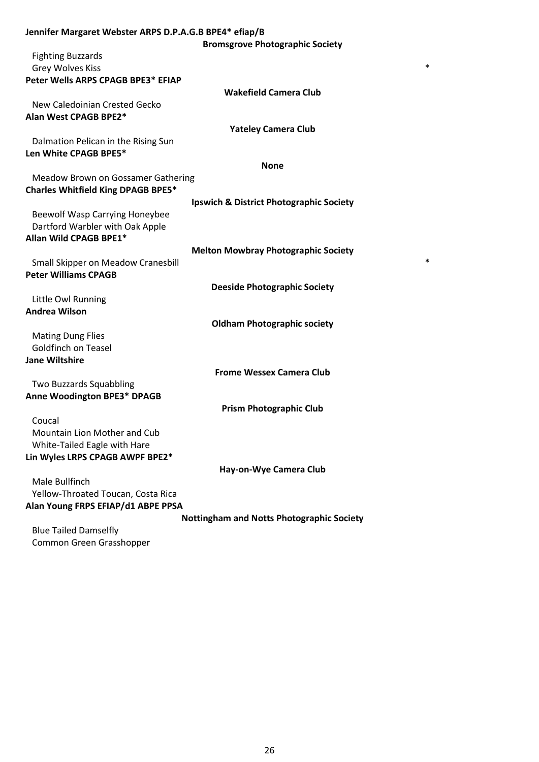**Jennifer Margaret Webster ARPS D.P.A.G.B BPE4* efiap/B**

**Bromsgrove Photographic Society**

Fighting Buzzards
Grey Wolves Kiss *

**Peter Wells ARPS CPAGB BPE3* EFIAP**

**Wakefield Camera Club**

New Caledoinian Crested Gecko

**Alan West CPAGB BPE2***

**Yateley Camera Club**

Dalmation Pelican in the Rising Sun

**Len White CPAGB BPE5***

**None**

Meadow Brown on Gossamer Gathering

**Charles Whitfield King DPAGB BPE5***

**Ipswich & District Photographic Society**

Beewolf Wasp Carrying Honeybee
Dartford Warbler with Oak Apple

**Allan Wild CPAGB BPE1***

**Melton Mowbray Photographic Society**

Small Skipper on Meadow Cranesbill *

**Peter Williams CPAGB**

**Deeside Photographic Society**

Little Owl Running

**Andrea Wilson**

**Oldham Photographic society**

Mating Dung Flies
Goldfinch on Teasel

**Jane Wiltshire**

**Frome Wessex Camera Club**

Two Buzzards Squabbling

**Anne Woodington BPE3* DPAGB**

**Prism Photographic Club**

Coucal
Mountain Lion Mother and Cub
White-Tailed Eagle with Hare

**Lin Wyles LRPS CPAGB AWPF BPE2***

**Hay-on-Wye Camera Club**

Male Bullfinch
Yellow-Throated Toucan, Costa Rica

**Alan Young FRPS EFIAP/d1 ABPE PPSA**

**Nottingham and Notts Photographic Society**

Blue Tailed Damselfly
Common Green Grasshopper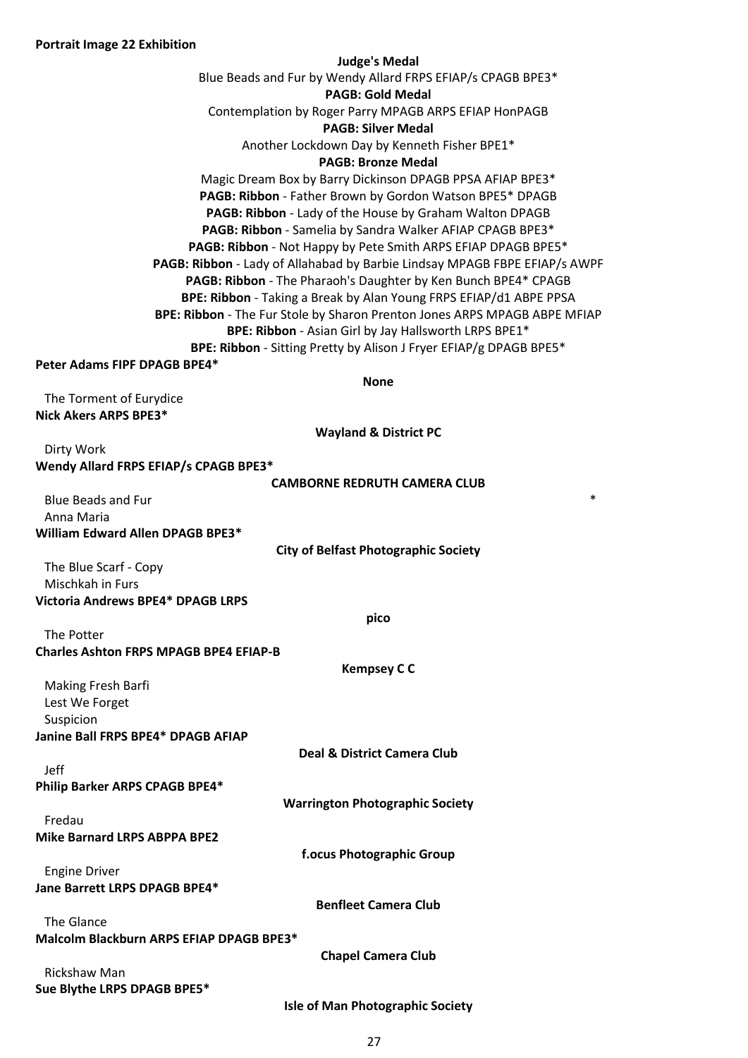**Portrait Image 22 Exhibition**

**Judge's Medal**

Blue Beads and Fur by Wendy Allard FRPS EFIAP/s CPAGB BPE3*

**PAGB: Gold Medal**

Contemplation by Roger Parry MPAGB ARPS EFIAP HonPAGB

**PAGB: Silver Medal**

Another Lockdown Day by Kenneth Fisher BPE1*

**PAGB: Bronze Medal**

Magic Dream Box by Barry Dickinson DPAGB PPSA AFIAP BPE3*

**PAGB: Ribbon** - Father Brown by Gordon Watson BPE5* DPAGB

**PAGB: Ribbon** - Lady of the House by Graham Walton DPAGB

**PAGB: Ribbon** - Samelia by Sandra Walker AFIAP CPAGB BPE3*

**PAGB: Ribbon** - Not Happy by Pete Smith ARPS EFIAP DPAGB BPE5*

**PAGB: Ribbon** - Lady of Allahabad by Barbie Lindsay MPAGB FBPE EFIAP/s AWPF

**PAGB: Ribbon** - The Pharaoh's Daughter by Ken Bunch BPE4* CPAGB

**BPE: Ribbon** - Taking a Break by Alan Young FRPS EFIAP/d1 ABPE PPSA

**BPE: Ribbon** - The Fur Stole by Sharon Prenton Jones ARPS MPAGB ABPE MFIAP

**BPE: Ribbon** - Asian Girl by Jay Hallsworth LRPS BPE1*

**BPE: Ribbon** - Sitting Pretty by Alison J Fryer EFIAP/g DPAGB BPE5*

**Peter Adams FIPF DPAGB BPE4***

**None**

The Torment of Eurydice

**Nick Akers ARPS BPE3***

**Wayland & District PC**

Dirty Work

**Wendy Allard FRPS EFIAP/s CPAGB BPE3***

**CAMBORNE REDRUTH CAMERA CLUB**

Blue Beads and Fur *

Anna Maria

**William Edward Allen DPAGB BPE3***

**City of Belfast Photographic Society**

The Blue Scarf - Copy

Mischkah in Furs

**Victoria Andrews BPE4* DPAGB LRPS**

**pico**

The Potter

**Charles Ashton FRPS MPAGB BPE4 EFIAP-B**

**Kempsey C C**

Making Fresh Barfi

Lest We Forget

Suspicion

**Janine Ball FRPS BPE4* DPAGB AFIAP**

**Deal & District Camera Club**

Jeff

**Philip Barker ARPS CPAGB BPE4***

**Warrington Photographic Society**

Fredau

**Mike Barnard LRPS ABPPA BPE2**

**f.ocus Photographic Group**

Engine Driver

**Jane Barrett LRPS DPAGB BPE4***

**Benfleet Camera Club**

The Glance

**Malcolm Blackburn ARPS EFIAP DPAGB BPE3***

**Chapel Camera Club**

Rickshaw Man

**Sue Blythe LRPS DPAGB BPE5***

**Isle of Man Photographic Society**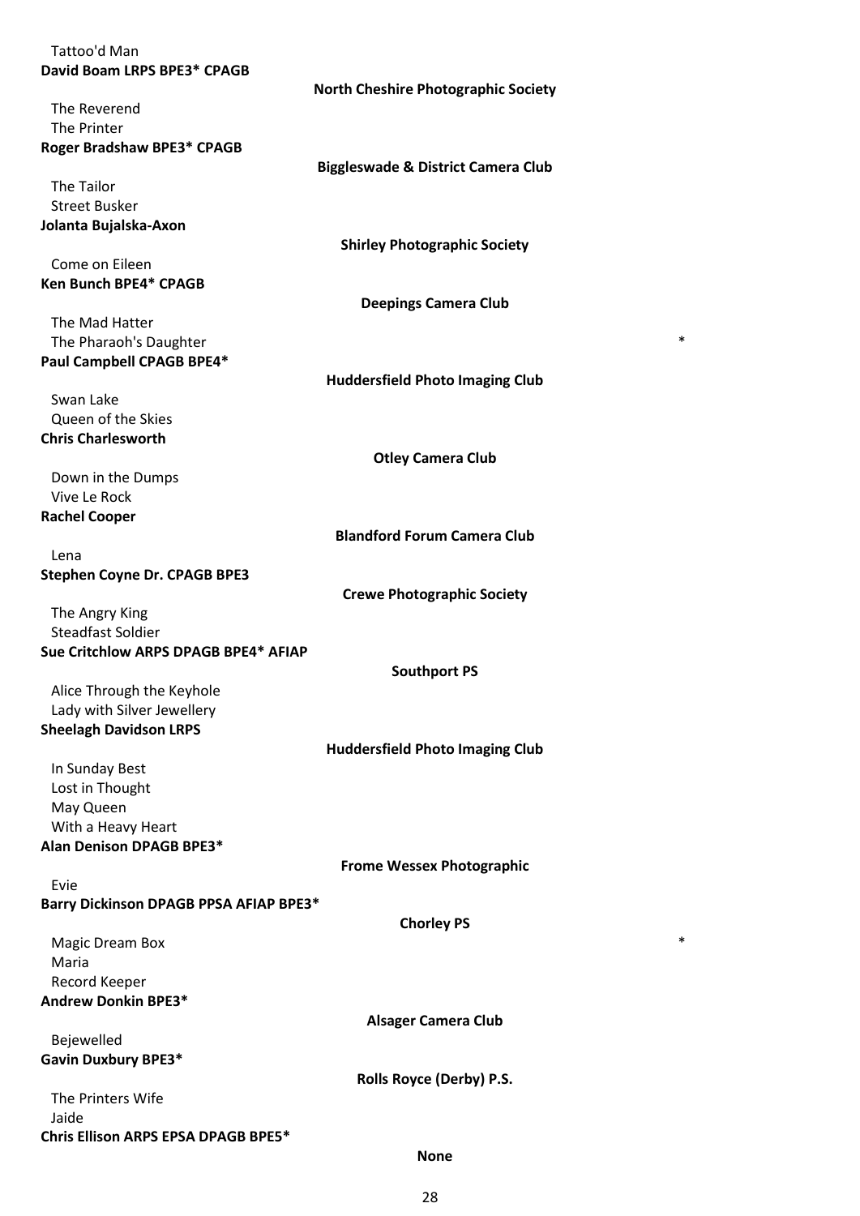Tattoo'd Man

**David Boam LRPS BPE3* CPAGB**

**North Cheshire Photographic Society**

The Reverend
The Printer

**Roger Bradshaw BPE3* CPAGB**

**Biggleswade & District Camera Club**

The Tailor
Street Busker

**Jolanta Bujalska-Axon**

**Shirley Photographic Society**

Come on Eileen

**Ken Bunch BPE4* CPAGB**

**Deepings Camera Club**

The Mad Hatter
The Pharaoh's Daughter *

**Paul Campbell CPAGB BPE4***

**Huddersfield Photo Imaging Club**

Swan Lake
Queen of the Skies

**Chris Charlesworth**

**Otley Camera Club**

Down in the Dumps
Vive Le Rock

**Rachel Cooper**

**Blandford Forum Camera Club**

Lena

**Stephen Coyne Dr. CPAGB BPE3**

**Crewe Photographic Society**

The Angry King
Steadfast Soldier

**Sue Critchlow ARPS DPAGB BPE4* AFIAP**

**Southport PS**

Alice Through the Keyhole
Lady with Silver Jewellery

**Sheelagh Davidson LRPS**

**Huddersfield Photo Imaging Club**

In Sunday Best
Lost in Thought
May Queen
With a Heavy Heart

**Alan Denison DPAGB BPE3***

**Frome Wessex Photographic**

Evie

**Barry Dickinson DPAGB PPSA AFIAP BPE3***

**Chorley PS**

Magic Dream Box *
Maria
Record Keeper

**Andrew Donkin BPE3***

**Alsager Camera Club**

Bejewelled

**Gavin Duxbury BPE3***

**Rolls Royce (Derby) P.S.**

The Printers Wife
Jaide

**Chris Ellison ARPS EPSA DPAGB BPE5***

**None**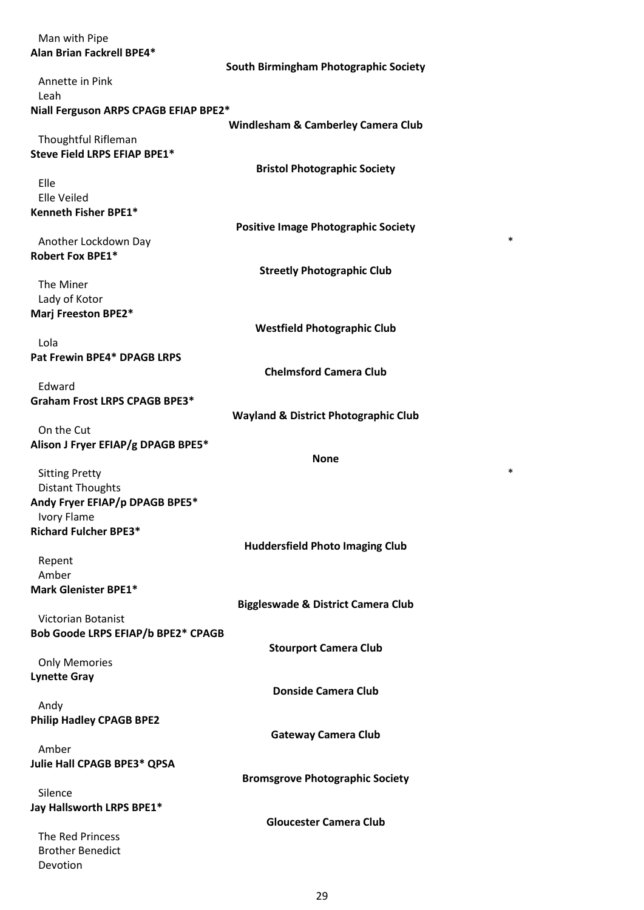Man with Pipe

**Alan Brian Fackrell BPE4***

**South Birmingham Photographic Society**

Annette in Pink
Leah

**Niall Ferguson ARPS CPAGB EFIAP BPE2***

**Windlesham & Camberley Camera Club**

Thoughtful Rifleman

**Steve Field LRPS EFIAP BPE1***

**Bristol Photographic Society**

Elle
Elle Veiled

**Kenneth Fisher BPE1***

**Positive Image Photographic Society**

Another Lockdown Day *

**Robert Fox BPE1***

**Streetly Photographic Club**

The Miner
Lady of Kotor

**Marj Freeston BPE2***

**Westfield Photographic Club**

Lola

**Pat Frewin BPE4* DPAGB LRPS**

**Chelmsford Camera Club**

Edward

**Graham Frost LRPS CPAGB BPE3***

**Wayland & District Photographic Club**

On the Cut

**Alison J Fryer EFIAP/g DPAGB BPE5***

**None**

Sitting Pretty *
Distant Thoughts

**Andy Fryer EFIAP/p DPAGB BPE5***

Ivory Flame

**Richard Fulcher BPE3***

**Huddersfield Photo Imaging Club**

Repent
Amber

**Mark Glenister BPE1***

**Biggleswade & District Camera Club**

Victorian Botanist

**Bob Goode LRPS EFIAP/b BPE2* CPAGB**

**Stourport Camera Club**

Only Memories

**Lynette Gray**

**Donside Camera Club**

Andy

**Philip Hadley CPAGB BPE2**

**Gateway Camera Club**

Amber

**Julie Hall CPAGB BPE3* QPSA**

**Bromsgrove Photographic Society**

Silence

**Jay Hallsworth LRPS BPE1***

**Gloucester Camera Club**

The Red Princess
Brother Benedict
Devotion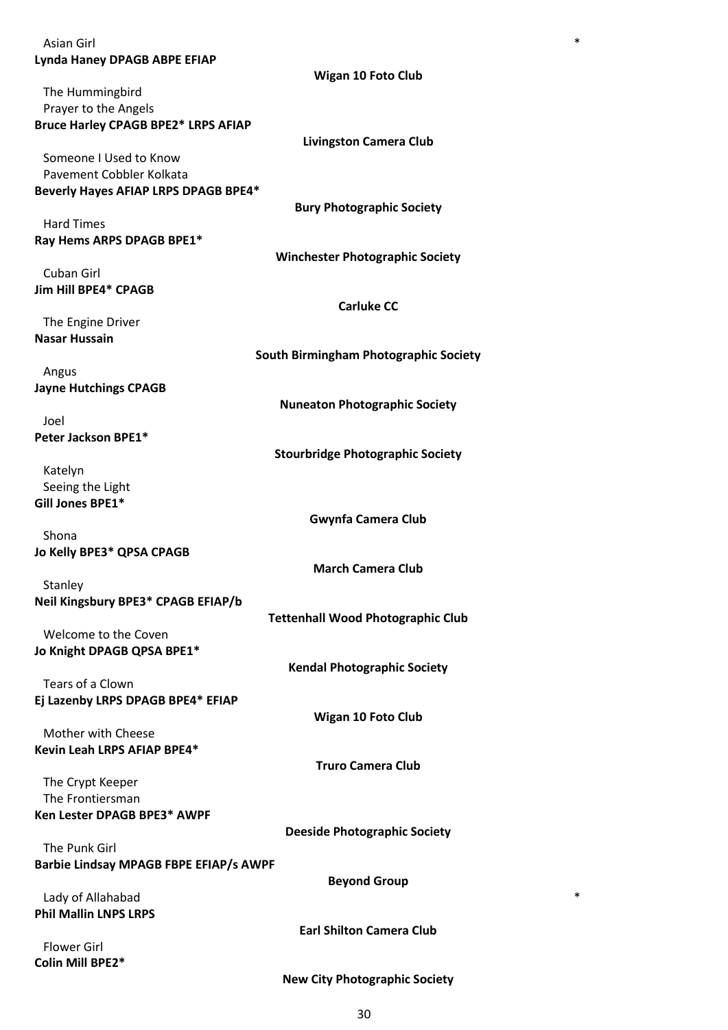Asian Girl *

**Lynda Haney DPAGB ABPE EFIAP**

**Wigan 10 Foto Club**

The Hummingbird

Prayer to the Angels

**Bruce Harley CPAGB BPE2* LRPS AFIAP**

**Livingston Camera Club**

Someone I Used to Know

Pavement Cobbler Kolkata

**Beverly Hayes AFIAP LRPS DPAGB BPE4***

**Bury Photographic Society**

Hard Times

**Ray Hems ARPS DPAGB BPE1***

**Winchester Photographic Society**

Cuban Girl

**Jim Hill BPE4* CPAGB**

**Carluke CC**

The Engine Driver

**Nasar Hussain**

**South Birmingham Photographic Society**

Angus

**Jayne Hutchings CPAGB**

**Nuneaton Photographic Society**

Joel

**Peter Jackson BPE1***

**Stourbridge Photographic Society**

Katelyn

Seeing the Light

**Gill Jones BPE1***

**Gwynfa Camera Club**

Shona

**Jo Kelly BPE3* QPSA CPAGB**

**March Camera Club**

Stanley

**Neil Kingsbury BPE3* CPAGB EFIAP/b**

**Tettenhall Wood Photographic Club**

Welcome to the Coven

**Jo Knight DPAGB QPSA BPE1***

**Kendal Photographic Society**

Tears of a Clown

**Ej Lazenby LRPS DPAGB BPE4* EFIAP**

**Wigan 10 Foto Club**

Mother with Cheese

**Kevin Leah LRPS AFIAP BPE4***

**Truro Camera Club**

The Crypt Keeper

The Frontiersman

**Ken Lester DPAGB BPE3* AWPF**

**Deeside Photographic Society**

The Punk Girl

**Barbie Lindsay MPAGB FBPE EFIAP/s AWPF**

**Beyond Group**

Lady of Allahabad *

**Phil Mallin LNPS LRPS**

**Earl Shilton Camera Club**

Flower Girl

**Colin Mill BPE2***

**New City Photographic Society**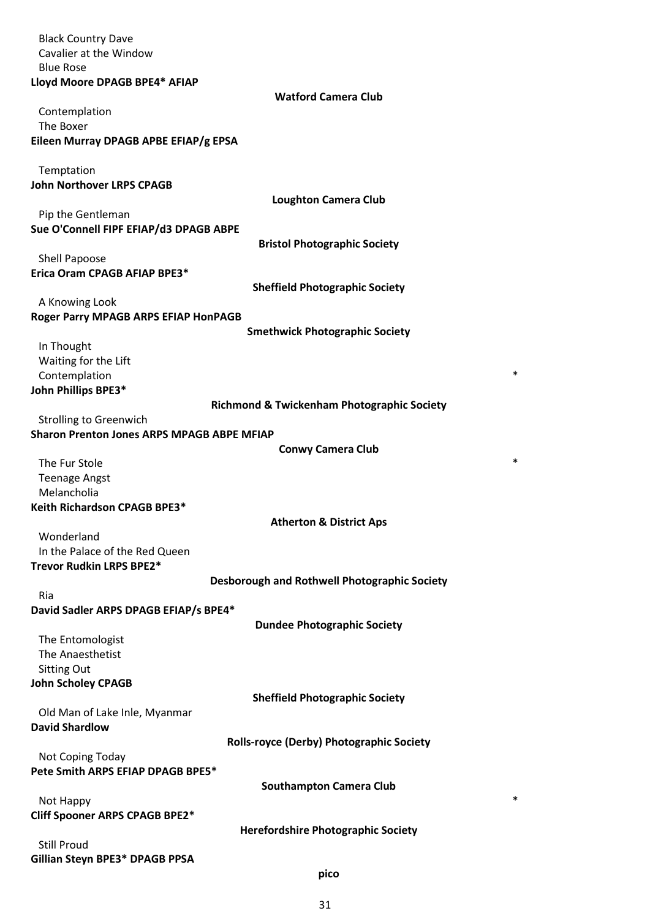Black Country Dave
Cavalier at the Window
Blue Rose

**Lloyd Moore DPAGB BPE4* AFIAP**
**Watford Camera Club**

Contemplation
The Boxer

**Eileen Murray DPAGB APBE EFIAP/g EPSA**

Temptation

**John Northover LRPS CPAGB**
**Loughton Camera Club**

Pip the Gentleman

**Sue O'Connell FIPF EFIAP/d3 DPAGB ABPE**
**Bristol Photographic Society**

Shell Papoose

**Erica Oram CPAGB AFIAP BPE3***
**Sheffield Photographic Society**

A Knowing Look

**Roger Parry MPAGB ARPS EFIAP HonPAGB**
**Smethwick Photographic Society**

In Thought
Waiting for the Lift
Contemplation *

**John Phillips BPE3***
**Richmond & Twickenham Photographic Society**

Strolling to Greenwich

**Sharon Prenton Jones ARPS MPAGB ABPE MFIAP**
**Conwy Camera Club**

The Fur Stole *
Teenage Angst
Melancholia

**Keith Richardson CPAGB BPE3***
**Atherton & District Aps**

Wonderland
In the Palace of the Red Queen

**Trevor Rudkin LRPS BPE2***
**Desborough and Rothwell Photographic Society**

Ria

**David Sadler ARPS DPAGB EFIAP/s BPE4***
**Dundee Photographic Society**

The Entomologist
The Anaesthetist
Sitting Out

**John Scholey CPAGB**
**Sheffield Photographic Society**

Old Man of Lake Inle, Myanmar

**David Shardlow**
**Rolls-royce (Derby) Photographic Society**

Not Coping Today

**Pete Smith ARPS EFIAP DPAGB BPE5***
**Southampton Camera Club**

Not Happy *

**Cliff Spooner ARPS CPAGB BPE2***
**Herefordshire Photographic Society**

Still Proud

**Gillian Steyn BPE3* DPAGB PPSA**
**pico**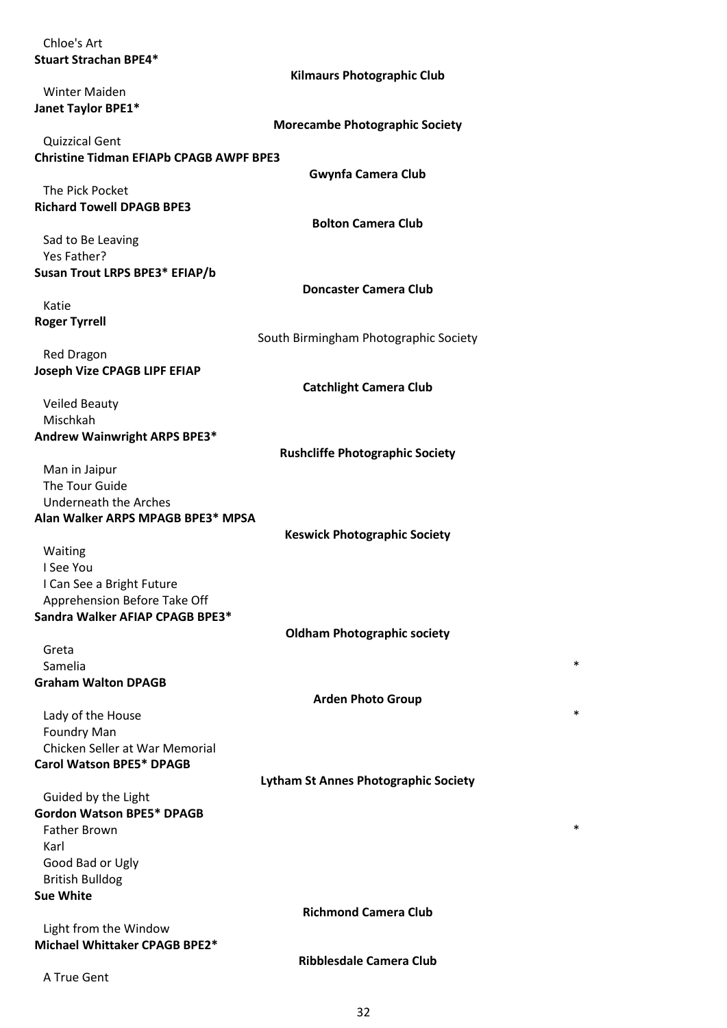Chloe's Art

**Stuart Strachan BPE4***

**Kilmaurs Photographic Club**

Winter Maiden

**Janet Taylor BPE1***

**Morecambe Photographic Society**

Quizzical Gent

**Christine Tidman EFIAPb CPAGB AWPF BPE3**

**Gwynfa Camera Club**

The Pick Pocket

**Richard Towell DPAGB BPE3**

**Bolton Camera Club**

Sad to Be Leaving
Yes Father?

**Susan Trout LRPS BPE3* EFIAP/b**

**Doncaster Camera Club**

Katie

**Roger Tyrrell**

South Birmingham Photographic Society

Red Dragon

**Joseph Vize CPAGB LIPF EFIAP**

**Catchlight Camera Club**

Veiled Beauty
Mischkah

**Andrew Wainwright ARPS BPE3***

**Rushcliffe Photographic Society**

Man in Jaipur
The Tour Guide
Underneath the Arches

**Alan Walker ARPS MPAGB BPE3* MPSA**

**Keswick Photographic Society**

Waiting
I See You
I Can See a Bright Future
Apprehension Before Take Off

**Sandra Walker AFIAP CPAGB BPE3***

**Oldham Photographic society**

Greta
Samelia *

**Graham Walton DPAGB**

**Arden Photo Group**

Lady of the House *
Foundry Man
Chicken Seller at War Memorial

**Carol Watson BPE5* DPAGB**

**Lytham St Annes Photographic Society**

Guided by the Light

**Gordon Watson BPE5* DPAGB**

Father Brown *
Karl
Good Bad or Ugly
British Bulldog

**Sue White**

**Richmond Camera Club**

Light from the Window

**Michael Whittaker CPAGB BPE2***

**Ribblesdale Camera Club**

A True Gent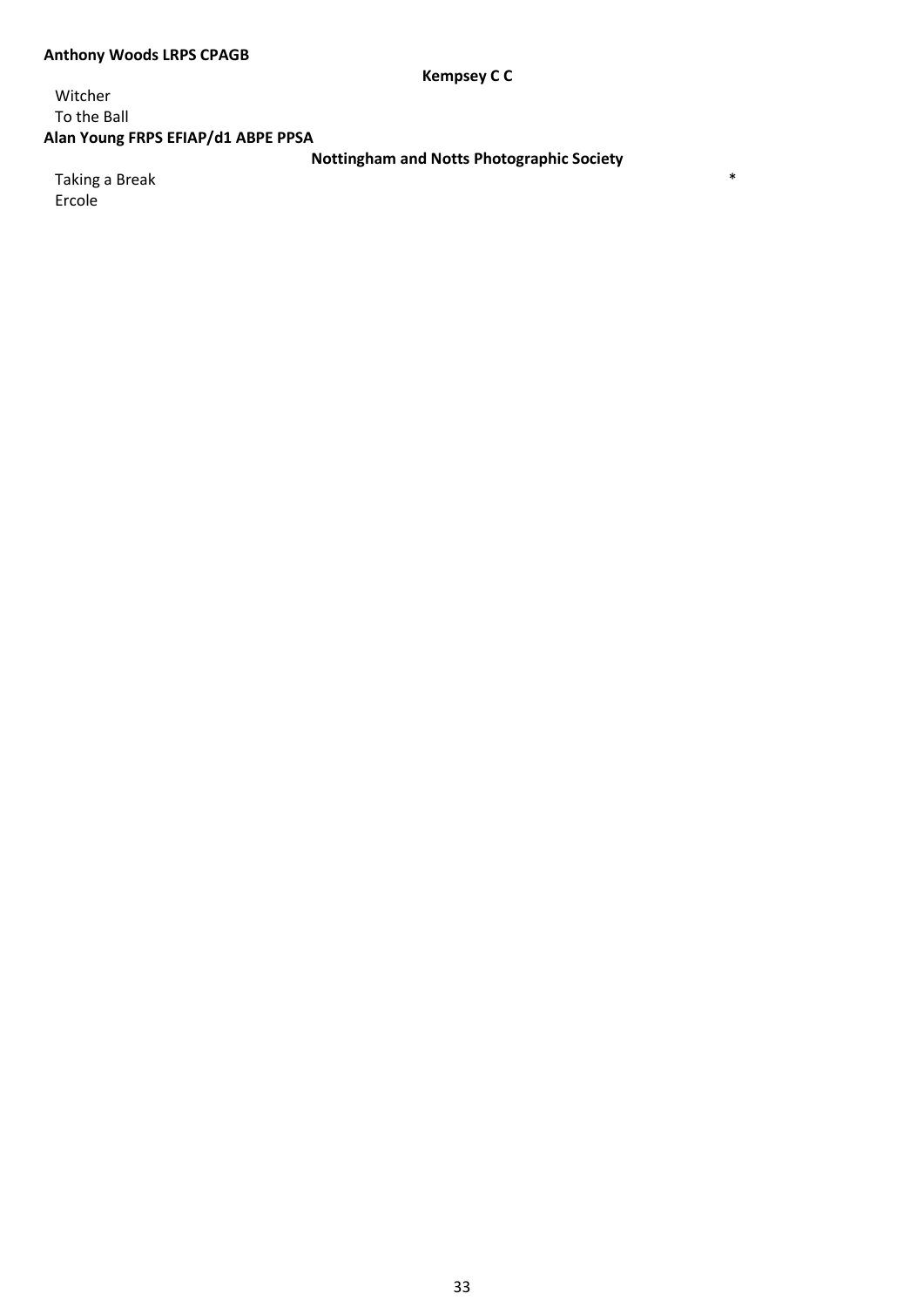**Anthony Woods LRPS CPAGB**

**Kempsey C C**

Witcher
To the Ball

**Alan Young FRPS EFIAP/d1 ABPE PPSA**

**Nottingham and Notts Photographic Society**

Taking a Break *
Ercole